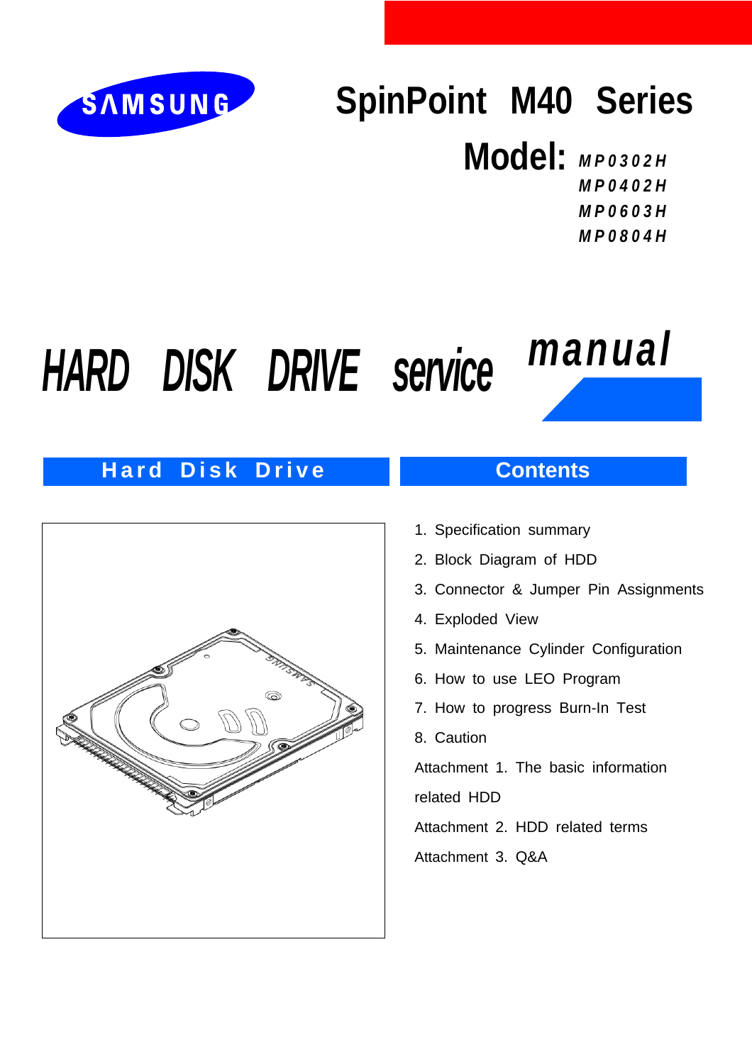SAMSUNG

# SpinPoint M40 Series

## Model: MP0302H
MP0402H
MP0603H
MP0804H

# HARD DISK DRIVE service manual

## Hard Disk Drive

## Contents

1. Specification summary
2. Block Diagram of HDD
3. Connector & Jumper Pin Assignments
4. Exploded View
5. Maintenance Cylinder Configuration
6. How to use LEO Program
7. How to progress Burn-In Test
8. Caution

Attachment 1. The basic information related HDD

Attachment 2. HDD related terms

Attachment 3. Q&A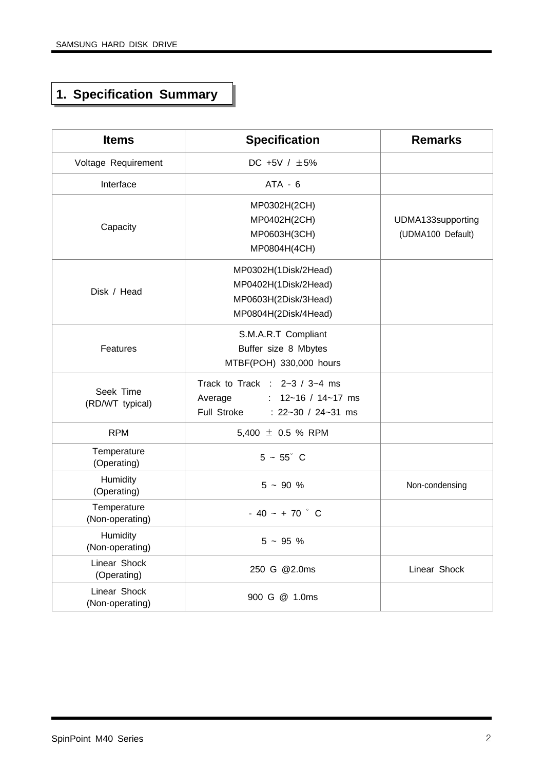## 1. Specification Summary

| Items | Specification | Remarks |
| --- | --- | --- |
| Voltage Requirement | DC +5V / ±5% | |
| Interface | ATA - 6 | |
| Capacity | MP0302H(2CH)<br>MP0402H(2CH)<br>MP0603H(3CH)<br>MP0804H(4CH) | UDMA133supporting<br>(UDMA100 Default) |
| Disk / Head | MP0302H(1Disk/2Head)<br>MP0402H(1Disk/2Head)<br>MP0603H(2Disk/3Head)<br>MP0804H(2Disk/4Head) | |
| Features | S.M.A.R.T Compliant<br>Buffer size 8 Mbytes<br>MTBF(POH) 330,000 hours | |
| Seek Time<br>(RD/WT typical) | Track to Track : 2~3 / 3~4 ms<br>Average : 12~16 / 14~17 ms<br>Full Stroke : 22~30 / 24~31 ms | |
| RPM | 5,400 ± 0.5 % RPM | |
| Temperature<br>(Operating) | 5 ~ 55° C | |
| Humidity<br>(Operating) | 5 ~ 90 % | Non-condensing |
| Temperature<br>(Non-operating) | - 40 ~ + 70 ° C | |
| Humidity<br>(Non-operating) | 5 ~ 95 % | |
| Linear Shock<br>(Operating) | 250 G @2.0ms | Linear Shock |
| Linear Shock<br>(Non-operating) | 900 G @ 1.0ms | |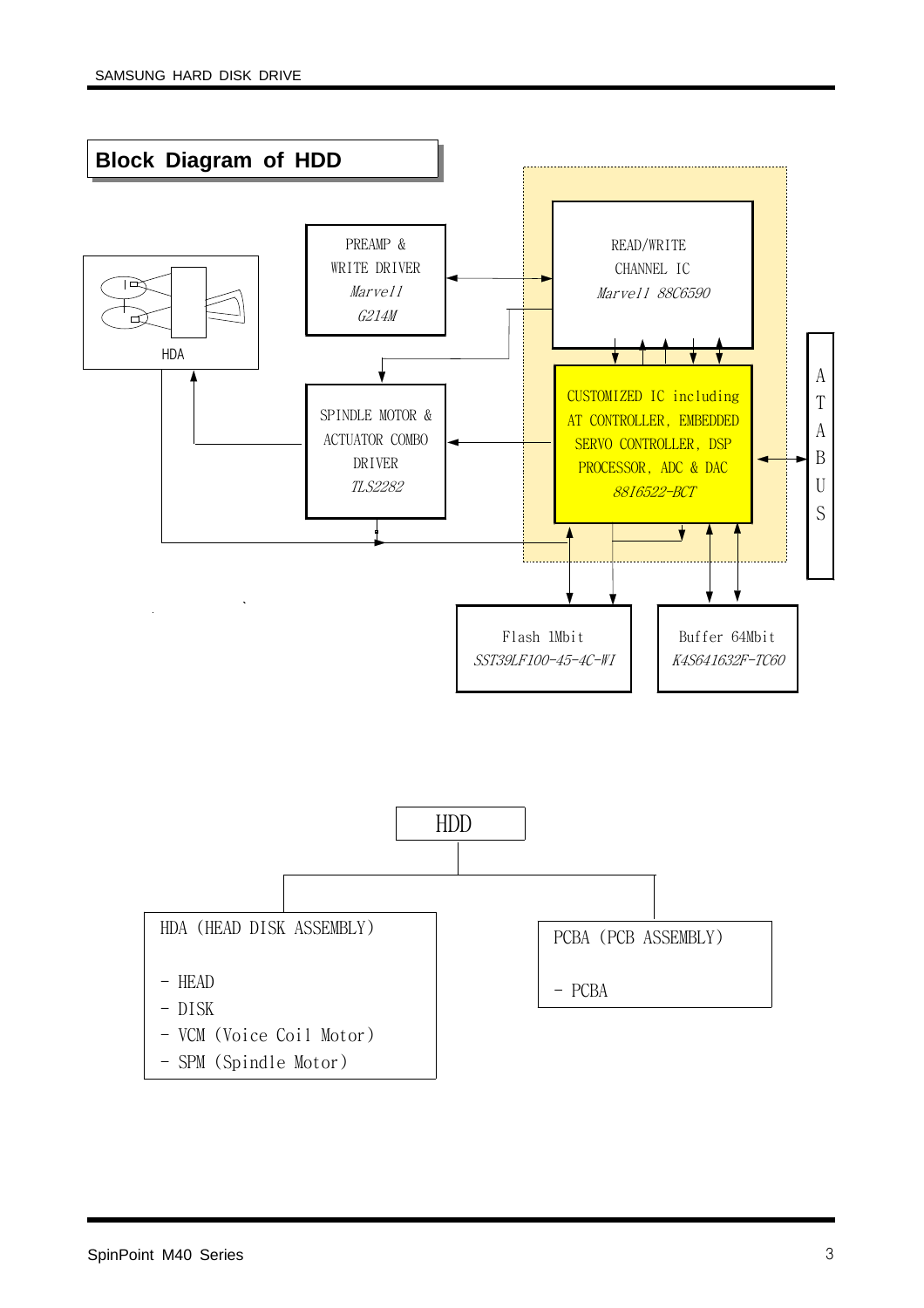## Block Diagram of HDD

HDA

PREAMP & WRITE DRIVER *Marvell G214M*

READ/WRITE CHANNEL IC *Marvell 88C6590*

SPINDLE MOTOR & ACTUATOR COMBO DRIVER *TLS2282*

CUSTOMIZED IC including AT CONTROLLER, EMBEDDED SERVO CONTROLLER, DSP PROCESSOR, ADC & DAC *88I6522-BCT*

ATA BUS

Flash 1Mbit *SST39LF100-45-4C-WI*

Buffer 64Mbit *K4S641632F-TC60*

HDD

HDA (HEAD DISK ASSEMBLY)

- HEAD
- DISK
- VCM (Voice Coil Motor)
- SPM (Spindle Motor)

PCBA (PCB ASSEMBLY)

- PCBA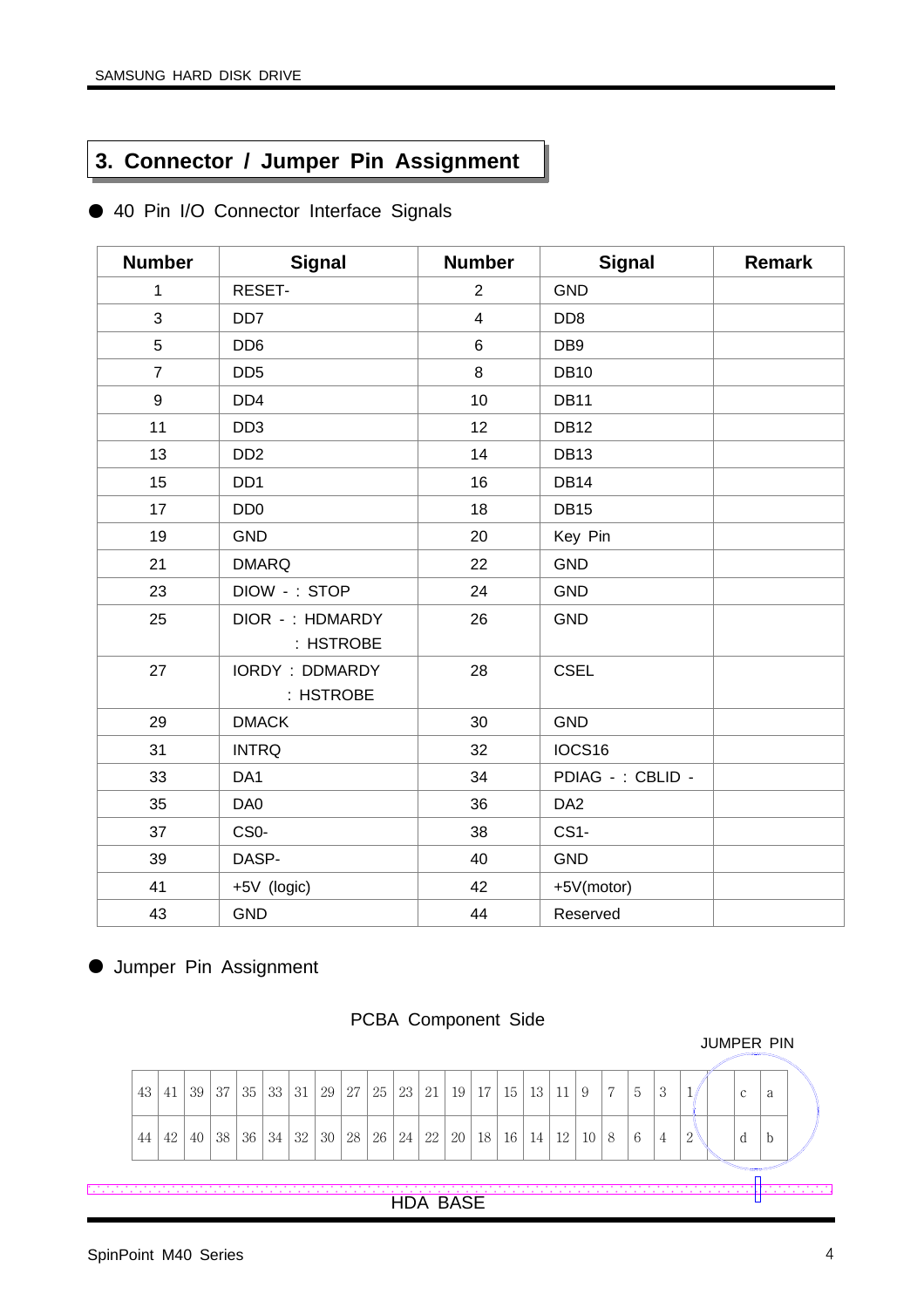## 3. Connector / Jumper Pin Assignment

- 40 Pin I/O Connector Interface Signals

| Number | Signal | Number | Signal | Remark |
|---|---|---|---|---|
| 1 | RESET- | 2 | GND | |
| 3 | DD7 | 4 | DD8 | |
| 5 | DD6 | 6 | DB9 | |
| 7 | DD5 | 8 | DB10 | |
| 9 | DD4 | 10 | DB11 | |
| 11 | DD3 | 12 | DB12 | |
| 13 | DD2 | 14 | DB13 | |
| 15 | DD1 | 16 | DB14 | |
| 17 | DD0 | 18 | DB15 | |
| 19 | GND | 20 | Key Pin | |
| 21 | DMARQ | 22 | GND | |
| 23 | DIOW - : STOP | 24 | GND | |
| 25 | DIOR - : HDMARDY<br>: HSTROBE | 26 | GND | |
| 27 | IORDY : DDMARDY<br>: HSTROBE | 28 | CSEL | |
| 29 | DMACK | 30 | GND | |
| 31 | INTRQ | 32 | IOCS16 | |
| 33 | DA1 | 34 | PDIAG - : CBLID - | |
| 35 | DA0 | 36 | DA2 | |
| 37 | CS0- | 38 | CS1- | |
| 39 | DASP- | 40 | GND | |
| 41 | +5V (logic) | 42 | +5V(motor) | |
| 43 | GND | 44 | Reserved | |

- Jumper Pin Assignment

PCBA Component Side

JUMPER PIN

| 43 | 41 | 39 | 37 | 35 | 33 | 31 | 29 | 27 | 25 | 23 | 21 | 19 | 17 | 15 | 13 | 11 | 9 | 7 | 5 | 3 | 1 | | c | a |
|---|---|---|---|---|---|---|---|---|---|---|---|---|---|---|---|---|---|---|---|---|---|---|---|---|
| 44 | 42 | 40 | 38 | 36 | 34 | 32 | 30 | 28 | 26 | 24 | 22 | 20 | 18 | 16 | 14 | 12 | 10 | 8 | 6 | 4 | 2 | | d | b |

HDA BASE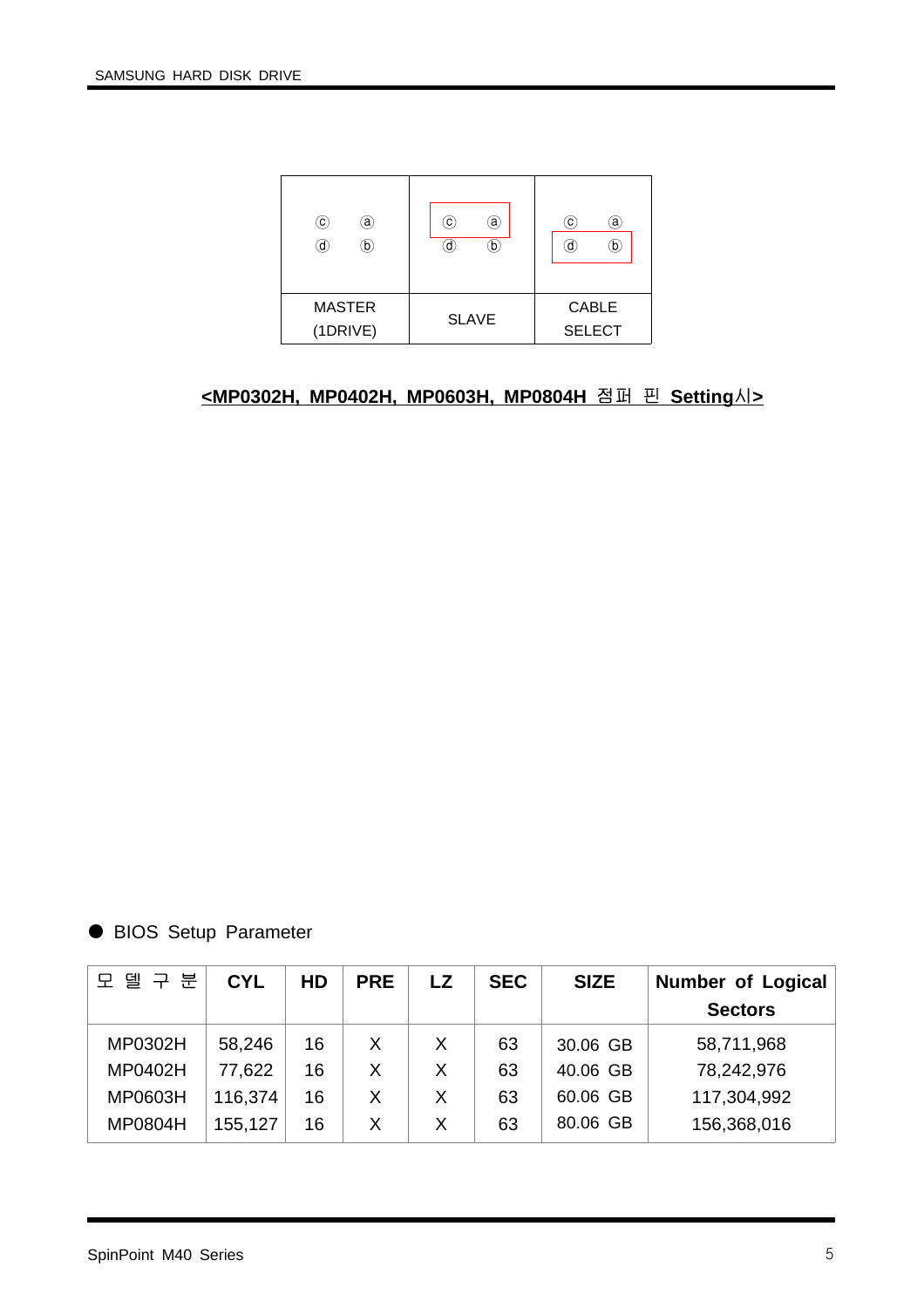| ⓒ ⓐ<br>ⓓ ⓑ | ⓒ ⓐ<br>ⓓ ⓑ | ⓒ ⓐ<br>ⓓ ⓑ |
|---|---|---|
| MASTER<br>(1DRIVE) | SLAVE | CABLE<br>SELECT |

**<MP0302H, MP0402H, MP0603H, MP0804H 점퍼 핀 Setting시>**

● BIOS Setup Parameter

| 모 델 구 분 | CYL | HD | PRE | LZ | SEC | SIZE | Number of Logical Sectors |
|---|---|---|---|---|---|---|---|
| MP0302H | 58,246 | 16 | X | X | 63 | 30.06 GB | 58,711,968 |
| MP0402H | 77,622 | 16 | X | X | 63 | 40.06 GB | 78,242,976 |
| MP0603H | 116,374 | 16 | X | X | 63 | 60.06 GB | 117,304,992 |
| MP0804H | 155,127 | 16 | X | X | 63 | 80.06 GB | 156,368,016 |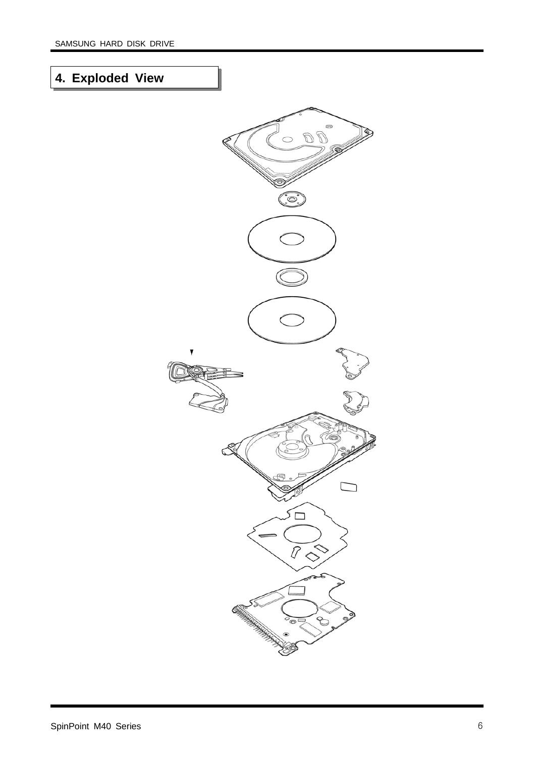## 4. Exploded View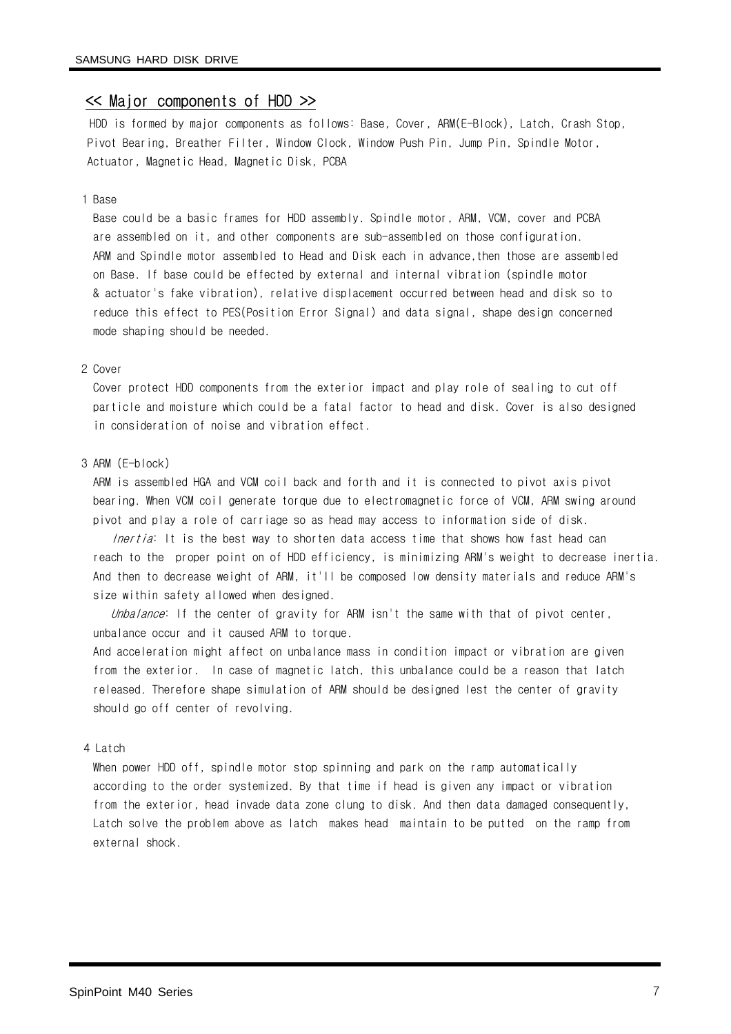## << Major components of HDD >>

HDD is formed by major components as follows: Base, Cover, ARM(E-Block), Latch, Crash Stop, Pivot Bearing, Breather Filter, Window Clock, Window Push Pin, Jump Pin, Spindle Motor, Actuator, Magnetic Head, Magnetic Disk, PCBA

1 Base

Base could be a basic frames for HDD assembly. Spindle motor, ARM, VCM, cover and PCBA are assembled on it, and other components are sub-assembled on those configuration. ARM and Spindle motor assembled to Head and Disk each in advance,then those are assembled on Base. If base could be effected by external and internal vibration (spindle motor & actuator's fake vibration), relative displacement occurred between head and disk so to reduce this effect to PES(Position Error Signal) and data signal, shape design concerned mode shaping should be needed.

2 Cover

Cover protect HDD components from the exterior impact and play role of sealing to cut off particle and moisture which could be a fatal factor to head and disk. Cover is also designed in consideration of noise and vibration effect.

3 ARM (E-block)

ARM is assembled HGA and VCM coil back and forth and it is connected to pivot axis pivot bearing. When VCM coil generate torque due to electromagnetic force of VCM, ARM swing around pivot and play a role of carriage so as head may access to information side of disk.

*Inertia*: It is the best way to shorten data access time that shows how fast head can reach to the proper point on of HDD efficiency, is minimizing ARM's weight to decrease inertia. And then to decrease weight of ARM, it'll be composed low density materials and reduce ARM's size within safety allowed when designed.

*Unbalance*: If the center of gravity for ARM isn't the same with that of pivot center, unbalance occur and it caused ARM to torque.
And acceleration might affect on unbalance mass in condition impact or vibration are given from the exterior. In case of magnetic latch, this unbalance could be a reason that latch released. Therefore shape simulation of ARM should be designed lest the center of gravity should go off center of revolving.

4 Latch

When power HDD off, spindle motor stop spinning and park on the ramp automatically according to the order systemized. By that time if head is given any impact or vibration from the exterior, head invade data zone clung to disk. And then data damaged consequently, Latch solve the problem above as latch makes head maintain to be putted on the ramp from external shock.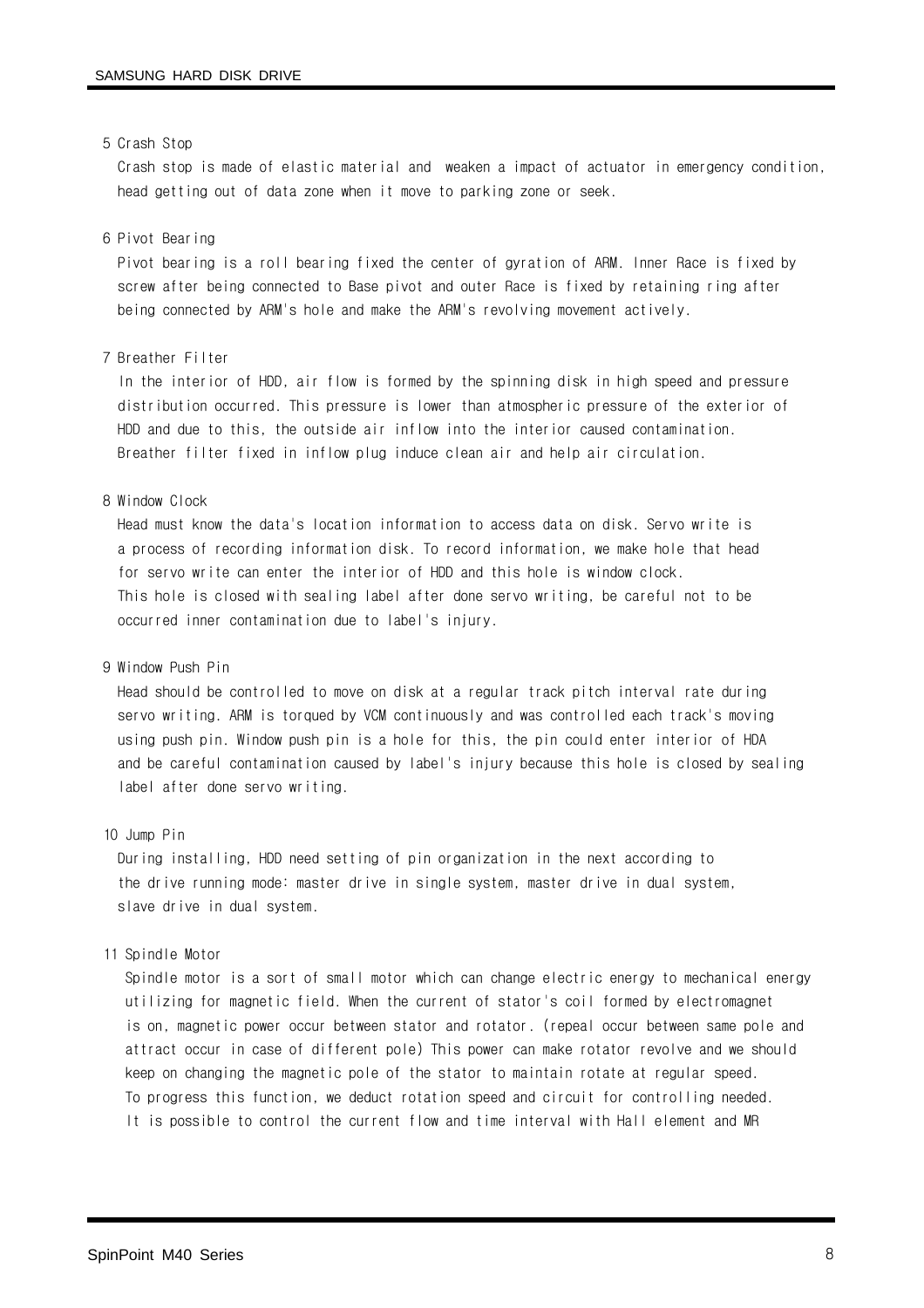5 Crash Stop

Crash stop is made of elastic material and weaken a impact of actuator in emergency condition, head getting out of data zone when it move to parking zone or seek.

6 Pivot Bearing

Pivot bearing is a roll bearing fixed the center of gyration of ARM. Inner Race is fixed by screw after being connected to Base pivot and outer Race is fixed by retaining ring after being connected by ARM's hole and make the ARM's revolving movement actively.

7 Breather Filter

In the interior of HDD, air flow is formed by the spinning disk in high speed and pressure distribution occurred. This pressure is lower than atmospheric pressure of the exterior of HDD and due to this, the outside air inflow into the interior caused contamination. Breather filter fixed in inflow plug induce clean air and help air circulation.

8 Window Clock

Head must know the data's location information to access data on disk. Servo write is a process of recording information disk. To record information, we make hole that head for servo write can enter the interior of HDD and this hole is window clock. This hole is closed with sealing label after done servo writing, be careful not to be occurred inner contamination due to label's injury.

9 Window Push Pin

Head should be controlled to move on disk at a regular track pitch interval rate during servo writing. ARM is torqued by VCM continuously and was controlled each track's moving using push pin. Window push pin is a hole for this, the pin could enter interior of HDA and be careful contamination caused by label's injury because this hole is closed by sealing label after done servo writing.

10 Jump Pin

During installing, HDD need setting of pin organization in the next according to the drive running mode: master drive in single system, master drive in dual system, slave drive in dual system.

11 Spindle Motor

Spindle motor is a sort of small motor which can change electric energy to mechanical energy utilizing for magnetic field. When the current of stator's coil formed by electromagnet is on, magnetic power occur between stator and rotator. (repeal occur between same pole and attract occur in case of different pole) This power can make rotator revolve and we should keep on changing the magnetic pole of the stator to maintain rotate at regular speed. To progress this function, we deduct rotation speed and circuit for controlling needed. It is possible to control the current flow and time interval with Hall element and MR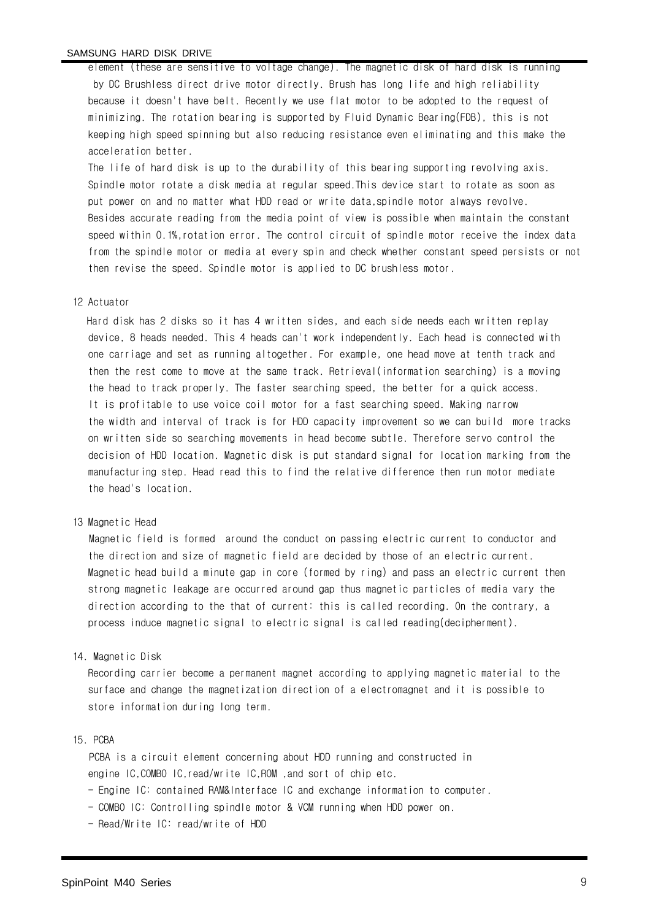element (these are sensitive to voltage change). The magnetic disk of hard disk is running by DC Brushless direct drive motor directly. Brush has long life and high reliability because it doesn't have belt. Recently we use flat motor to be adopted to the request of minimizing. The rotation bearing is supported by Fluid Dynamic Bearing(FDB), this is not keeping high speed spinning but also reducing resistance even eliminating and this make the acceleration better.

The life of hard disk is up to the durability of this bearing supporting revolving axis. Spindle motor rotate a disk media at regular speed.This device start to rotate as soon as put power on and no matter what HDD read or write data,spindle motor always revolve. Besides accurate reading from the media point of view is possible when maintain the constant speed within 0.1%,rotation error. The control circuit of spindle motor receive the index data from the spindle motor or media at every spin and check whether constant speed persists or not then revise the speed. Spindle motor is applied to DC brushless motor.

12 Actuator

Hard disk has 2 disks so it has 4 written sides, and each side needs each written replay device, 8 heads needed. This 4 heads can't work independently. Each head is connected with one carriage and set as running altogether. For example, one head move at tenth track and then the rest come to move at the same track. Retrieval(information searching) is a moving the head to track properly. The faster searching speed, the better for a quick access. It is profitable to use voice coil motor for a fast searching speed. Making narrow the width and interval of track is for HDD capacity improvement so we can build more tracks on written side so searching movements in head become subtle. Therefore servo control the decision of HDD location. Magnetic disk is put standard signal for location marking from the manufacturing step. Head read this to find the relative difference then run motor mediate the head's location.

13 Magnetic Head

Magnetic field is formed around the conduct on passing electric current to conductor and the direction and size of magnetic field are decided by those of an electric current. Magnetic head build a minute gap in core (formed by ring) and pass an electric current then strong magnetic leakage are occurred around gap thus magnetic particles of media vary the direction according to the that of current: this is called recording. On the contrary, a process induce magnetic signal to electric signal is called reading(decipherment).

14. Magnetic Disk

Recording carrier become a permanent magnet according to applying magnetic material to the surface and change the magnetization direction of a electromagnet and it is possible to store information during long term.

15. PCBA

PCBA is a circuit element concerning about HDD running and constructed in engine IC,COMBO IC,read/write IC,ROM ,and sort of chip etc.

- Engine IC: contained RAM&Interface IC and exchange information to computer.
- COMBO IC: Controlling spindle motor & VCM running when HDD power on.
- Read/Write IC: read/write of HDD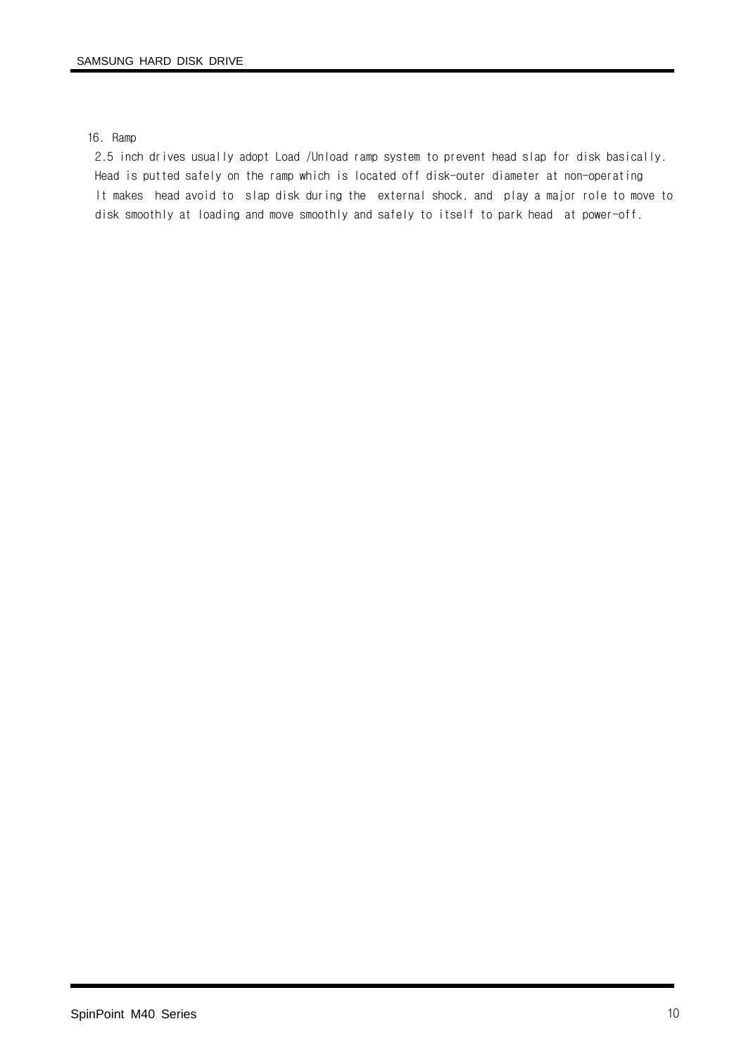## 16. Ramp

2.5 inch drives usually adopt Load /Unload ramp system to prevent head slap for disk basically.
Head is putted safely on the ramp which is located off disk-outer diameter at non-operating
It makes head avoid to slap disk during the external shock. and play a major role to move to disk smoothly at loading and move smoothly and safely to itself to park head at power-off.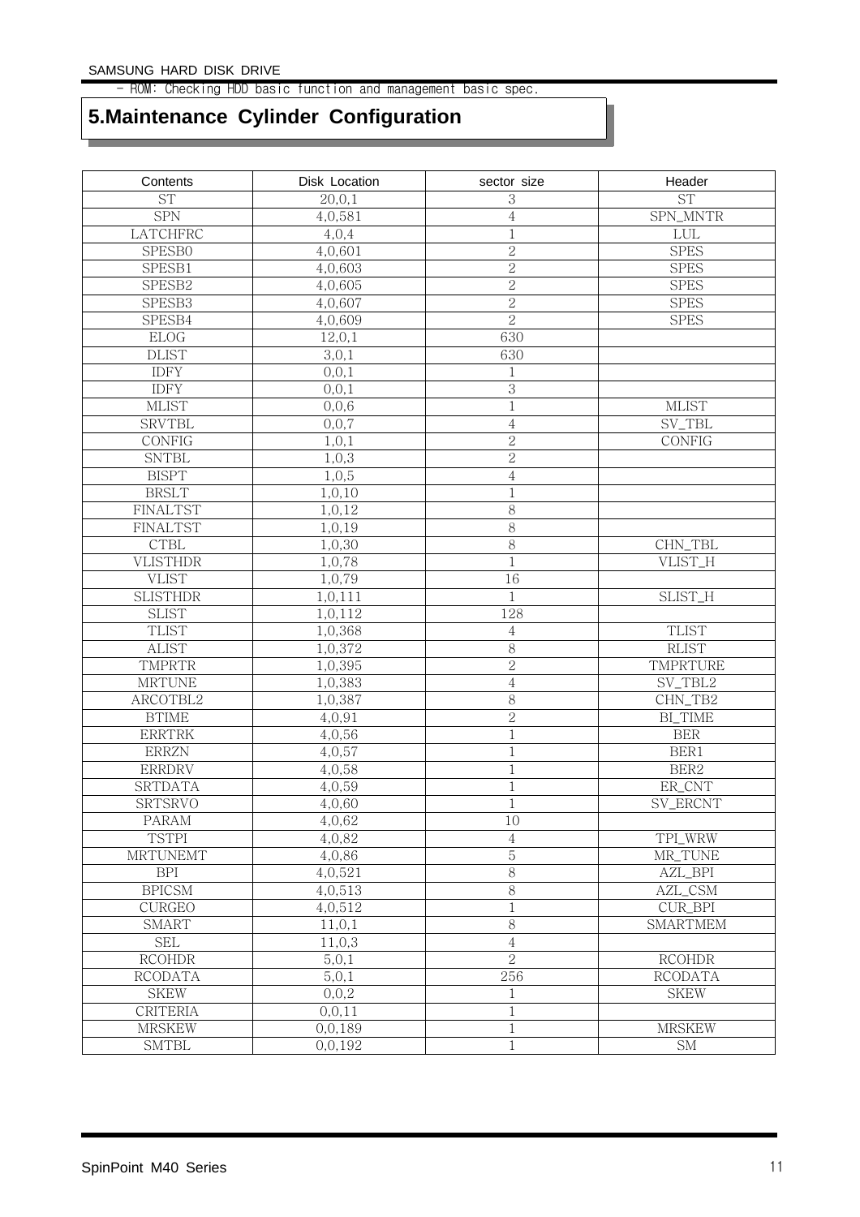- ROM: Checking HDD basic function and management basic spec.

# 5.Maintenance Cylinder Configuration

| Contents | Disk Location | sector size | Header |
|---|---|---|---|
| ST | 20,0,1 | 3 | ST |
| SPN | 4,0,581 | 4 | SPN_MNTR |
| LATCHFRC | 4,0,4 | 1 | LUL |
| SPESB0 | 4,0,601 | 2 | SPES |
| SPESB1 | 4,0,603 | 2 | SPES |
| SPESB2 | 4,0,605 | 2 | SPES |
| SPESB3 | 4,0,607 | 2 | SPES |
| SPESB4 | 4,0,609 | 2 | SPES |
| ELOG | 12,0,1 | 630 | |
| DLIST | 3,0,1 | 630 | |
| IDFY | 0,0,1 | 1 | |
| IDFY | 0,0,1 | 3 | |
| MLIST | 0,0,6 | 1 | MLIST |
| SRVTBL | 0,0,7 | 4 | SV_TBL |
| CONFIG | 1,0,1 | 2 | CONFIG |
| SNTBL | 1,0,3 | 2 | |
| BISPT | 1,0,5 | 4 | |
| BRSLT | 1,0,10 | 1 | |
| FINALTST | 1,0,12 | 8 | |
| FINALTST | 1,0,19 | 8 | |
| CTBL | 1,0,30 | 8 | CHN_TBL |
| VLISTHDR | 1,0,78 | 1 | VLIST_H |
| VLIST | 1,0,79 | 16 | |
| SLISTHDR | 1,0,111 | 1 | SLIST_H |
| SLIST | 1,0,112 | 128 | |
| TLIST | 1,0,368 | 4 | TLIST |
| ALIST | 1,0,372 | 8 | RLIST |
| TMPRTR | 1,0,395 | 2 | TMPRTURE |
| MRTUNE | 1,0,383 | 4 | SV_TBL2 |
| ARCOTBL2 | 1,0,387 | 8 | CHN_TB2 |
| BTIME | 4,0,91 | 2 | BI_TIME |
| ERRTRK | 4,0,56 | 1 | BER |
| ERRZN | 4,0,57 | 1 | BER1 |
| ERRDRV | 4,0,58 | 1 | BER2 |
| SRTDATA | 4,0,59 | 1 | ER_CNT |
| SRTSRVO | 4,0,60 | 1 | SV_ERCNT |
| PARAM | 4,0,62 | 10 | |
| TSTPI | 4,0,82 | 4 | TPI_WRW |
| MRTUNEMT | 4,0,86 | 5 | MR_TUNE |
| BPI | 4,0,521 | 8 | AZL_BPI |
| BPICSM | 4,0,513 | 8 | AZL_CSM |
| CURGEO | 4,0,512 | 1 | CUR_BPI |
| SMART | 11,0,1 | 8 | SMARTMEM |
| SEL | 11,0,3 | 4 | |
| RCOHDR | 5,0,1 | 2 | RCOHDR |
| RCODATA | 5,0,1 | 256 | RCODATA |
| SKEW | 0,0,2 | 1 | SKEW |
| CRITERIA | 0,0,11 | 1 | |
| MRSKEW | 0,0,189 | 1 | MRSKEW |
| SMTBL | 0,0,192 | 1 | SM |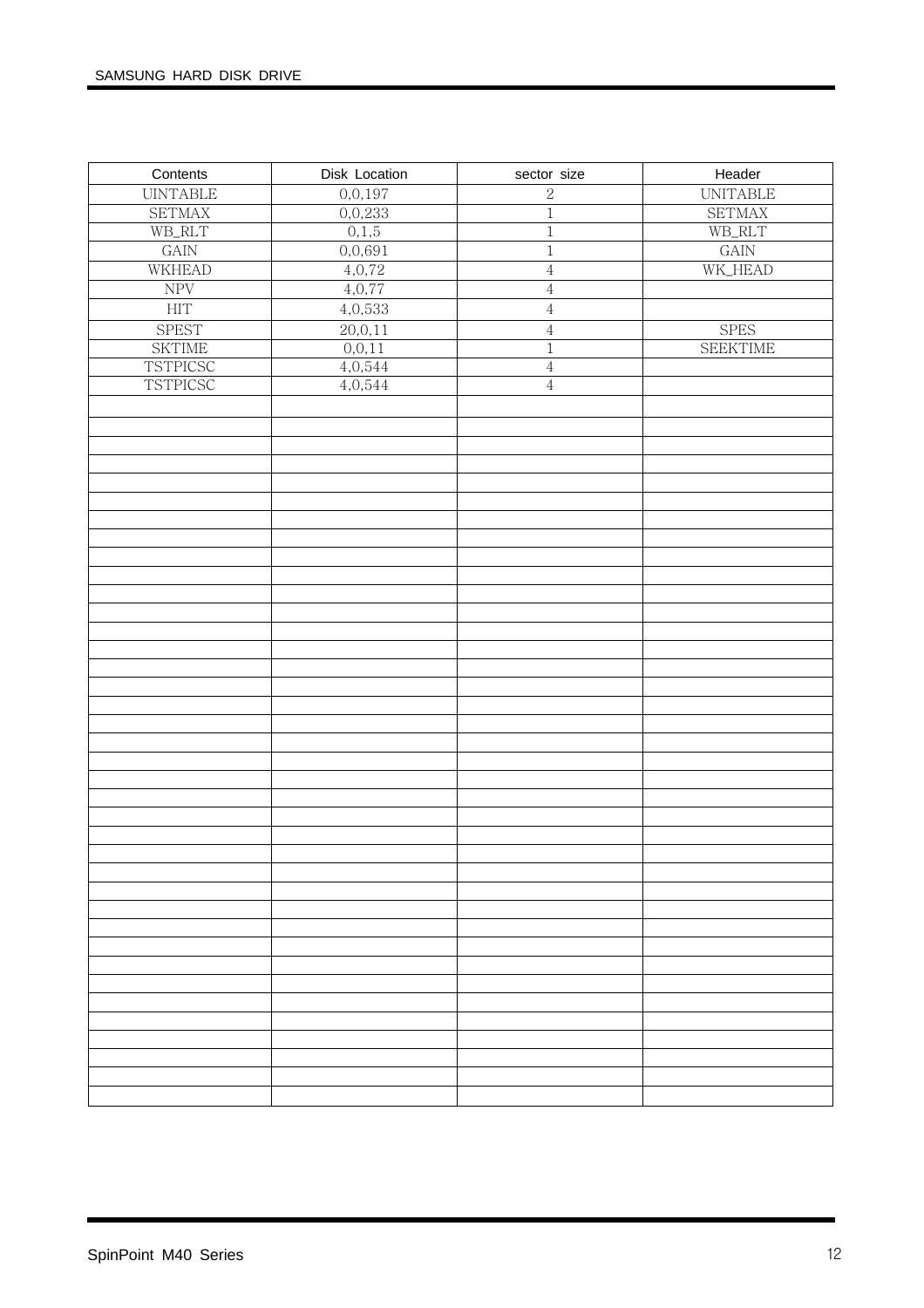| Contents | Disk Location | sector size | Header |
|---|---|---|---|
| UINTABLE | 0,0,197 | 2 | UNITABLE |
| SETMAX | 0,0,233 | 1 | SETMAX |
| WB_RLT | 0,1,5 | 1 | WB_RLT |
| GAIN | 0,0,691 | 1 | GAIN |
| WKHEAD | 4,0,72 | 4 | WK_HEAD |
| NPV | 4,0,77 | 4 | |
| HIT | 4,0,533 | 4 | |
| SPEST | 20,0,11 | 4 | SPES |
| SKTIME | 0,0,11 | 1 | SEEKTIME |
| TSTPICSC | 4,0,544 | 4 | |
| TSTPICSC | 4,0,544 | 4 | |
| | | | |
| | | | |
| | | | |
| | | | |
| | | | |
| | | | |
| | | | |
| | | | |
| | | | |
| | | | |
| | | | |
| | | | |
| | | | |
| | | | |
| | | | |
| | | | |
| | | | |
| | | | |
| | | | |
| | | | |
| | | | |
| | | | |
| | | | |
| | | | |
| | | | |
| | | | |
| | | | |
| | | | |
| | | | |
| | | | |
| | | | |
| | | | |
| | | | |
| | | | |
| | | | |
| | | | |
| | | | |
| | | | |
| | | | |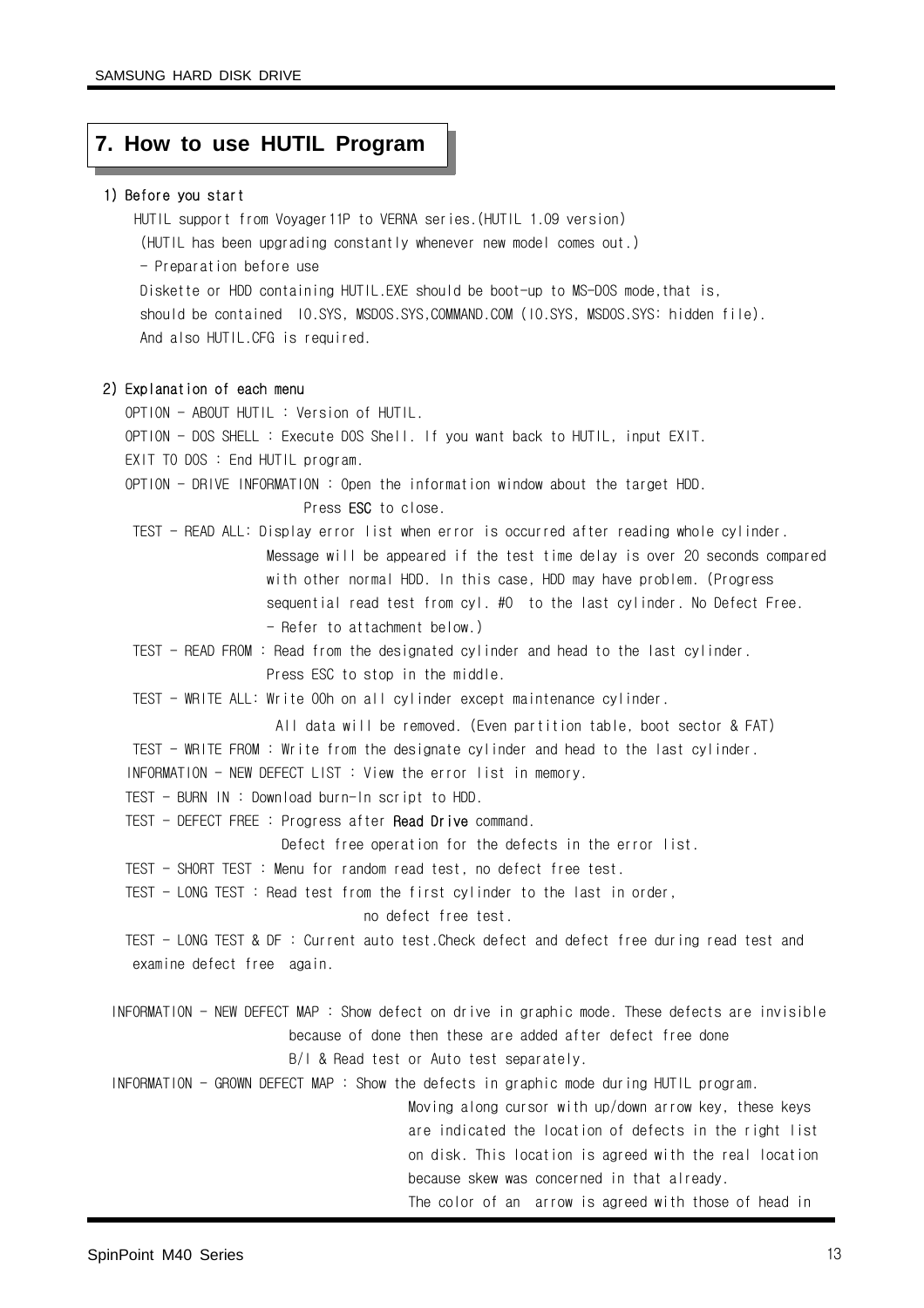# 7. How to use HUTIL Program

**1) Before you start**

HUTIL support from Voyager11P to VERNA series.(HUTIL 1.09 version)
(HUTIL has been upgrading constantly whenever new model comes out.)
- Preparation before use
Diskette or HDD containing HUTIL.EXE should be boot-up to MS-DOS mode,that is,
should be contained IO.SYS, MSDOS.SYS,COMMAND.COM (IO.SYS, MSDOS.SYS: hidden file).
And also HUTIL.CFG is required.

**2) Explanation of each menu**

OPTION - ABOUT HUTIL : Version of HUTIL.
OPTION - DOS SHELL : Execute DOS Shell. If you want back to HUTIL, input EXIT.
EXIT TO DOS : End HUTIL program.
OPTION - DRIVE INFORMATION : Open the information window about the target HDD.
Press **ESC** to close.
TEST - READ ALL: Display error list when error is occurred after reading whole cylinder.
Message will be appeared if the test time delay is over 20 seconds compared with other normal HDD. In this case, HDD may have problem. (Progress sequential read test from cyl. #0 to the last cylinder. No Defect Free.
- Refer to attachment below.)
TEST - READ FROM : Read from the designated cylinder and head to the last cylinder.
Press ESC to stop in the middle.
TEST - WRITE ALL: Write 00h on all cylinder except maintenance cylinder.
All data will be removed. (Even partition table, boot sector & FAT)
TEST - WRITE FROM : Write from the designate cylinder and head to the last cylinder.
INFORMATION - NEW DEFECT LIST : View the error list in memory.
TEST - BURN IN : Download burn-In script to HDD.
TEST - DEFECT FREE : Progress after **Read Drive** command.
Defect free operation for the defects in the error list.
TEST - SHORT TEST : Menu for random read test, no defect free test.
TEST - LONG TEST : Read test from the first cylinder to the last in order,
no defect free test.
TEST - LONG TEST & DF : Current auto test.Check defect and defect free during read test and examine defect free again.

INFORMATION - NEW DEFECT MAP : Show defect on drive in graphic mode. These defects are invisible because of done then these are added after defect free done
B/I & Read test or Auto test separately.
INFORMATION - GROWN DEFECT MAP : Show the defects in graphic mode during HUTIL program.
Moving along cursor with up/down arrow key, these keys are indicated the location of defects in the right list on disk. This location is agreed with the real location because skew was concerned in that already.
The color of an arrow is agreed with those of head in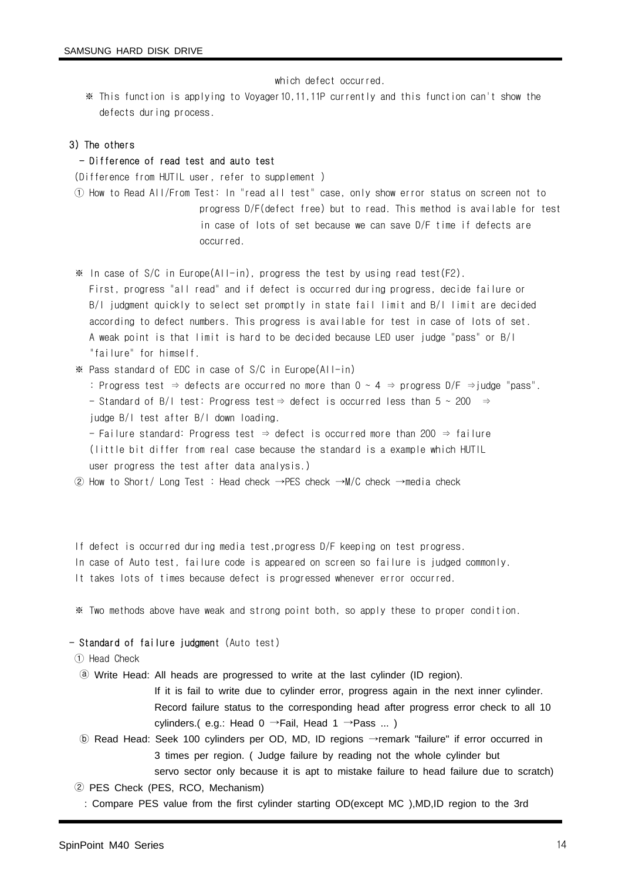which defect occurred.

※ This function is applying to Voyager10,11,11P currently and this function can't show the defects during process.

### 3) The others

**- Difference of read test and auto test**

(Difference from HUTIL user, refer to supplement )

① How to Read All/From Test: In "read all test" case, only show error status on screen not to progress D/F(defect free) but to read. This method is available for test in case of lots of set because we can save D/F time if defects are occurred.

※ In case of S/C in Europe(All-in), progress the test by using read test(F2). First, progress "all read" and if defect is occurred during progress, decide failure or B/I judgment quickly to select set promptly in state fail limit and B/I limit are decided according to defect numbers. This progress is available for test in case of lots of set. A weak point is that limit is hard to be decided because LED user judge "pass" or B/I "failure" for himself.

※ Pass standard of EDC in case of S/C in Europe(All-in)

: Progress test ⇒ defects are occurred no more than 0 ~ 4 ⇒ progress D/F ⇒judge "pass".

- Standard of B/I test: Progress test⇒ defect is occurred less than 5 ~ 200 ⇒ judge B/I test after B/I down loading.

- Failure standard: Progress test ⇒ defect is occurred more than 200 ⇒ failure (little bit differ from real case because the standard is a example which HUTIL user progress the test after data analysis.)

② How to Short/ Long Test : Head check →PES check →M/C check →media check

If defect is occurred during media test,progress D/F keeping on test progress.
In case of Auto test, failure code is appeared on screen so failure is judged commonly.
It takes lots of times because defect is progressed whenever error occurred.

※ Two methods above have weak and strong point both, so apply these to proper condition.

**- Standard of failure judgment** (Auto test)

① Head Check

ⓐ Write Head: All heads are progressed to write at the last cylinder (ID region). If it is fail to write due to cylinder error, progress again in the next inner cylinder. Record failure status to the corresponding head after progress error check to all 10 cylinders.( e.g.: Head 0 →Fail, Head 1 →Pass ... )

ⓑ Read Head: Seek 100 cylinders per OD, MD, ID regions →remark "failure" if error occurred in 3 times per region. ( Judge failure by reading not the whole cylinder but servo sector only because it is apt to mistake failure to head failure due to scratch)

② PES Check (PES, RCO, Mechanism)

: Compare PES value from the first cylinder starting OD(except MC ),MD,ID region to the 3rd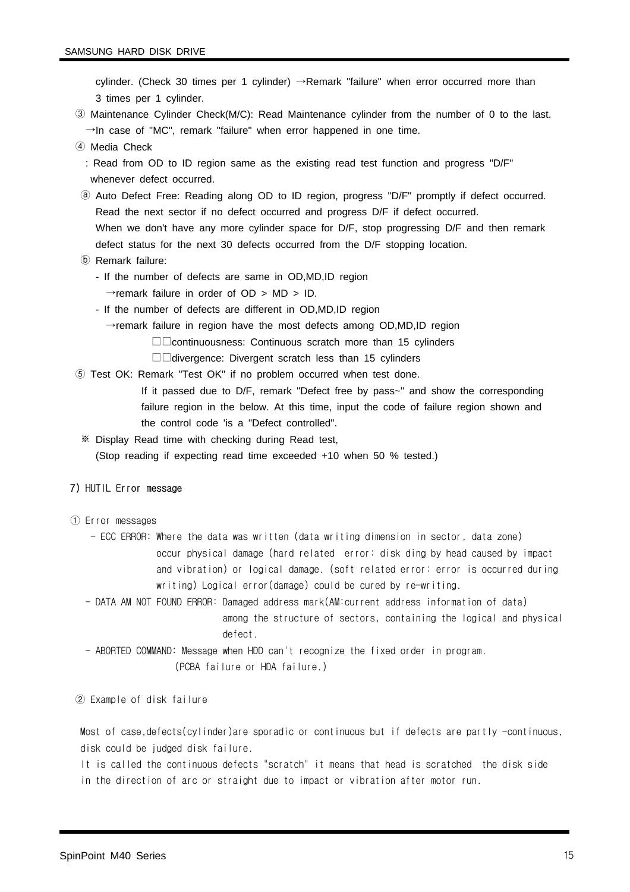cylinder. (Check 30 times per 1 cylinder) →Remark "failure" when error occurred more than 3 times per 1 cylinder.

③ Maintenance Cylinder Check(M/C): Read Maintenance cylinder from the number of 0 to the last. →In case of "MC", remark "failure" when error happened in one time.

④ Media Check

: Read from OD to ID region same as the existing read test function and progress "D/F" whenever defect occurred.

ⓐ Auto Defect Free: Reading along OD to ID region, progress "D/F" promptly if defect occurred. Read the next sector if no defect occurred and progress D/F if defect occurred. When we don't have any more cylinder space for D/F, stop progressing D/F and then remark defect status for the next 30 defects occurred from the D/F stopping location.

ⓑ Remark failure:

- If the number of defects are same in OD,MD,ID region
  →remark failure in order of OD > MD > ID.
- If the number of defects are different in OD,MD,ID region
  →remark failure in region have the most defects among OD,MD,ID region
  □□continuousness: Continuous scratch more than 15 cylinders
  □□divergence: Divergent scratch less than 15 cylinders

⑤ Test OK: Remark "Test OK" if no problem occurred when test done.
If it passed due to D/F, remark "Defect free by pass~" and show the corresponding failure region in the below. At this time, input the code of failure region shown and the control code 'is a "Defect controlled".

※ Display Read time with checking during Read test,
(Stop reading if expecting read time exceeded +10 when 50 % tested.)

### 7) HUTIL Error message

① Error messages

- ECC ERROR: Where the data was written (data writing dimension in sector, data zone) occur physical damage (hard related error: disk ding by head caused by impact and vibration) or logical damage. (soft related error: error is occurred during writing) Logical error(damage) could be cured by re-writing.
- DATA AM NOT FOUND ERROR: Damaged address mark(AM:current address information of data) among the structure of sectors, containing the logical and physical defect.
- ABORTED COMMAND: Message when HDD can't recognize the fixed order in program. (PCBA failure or HDA failure.)

② Example of disk failure

Most of case,defects(cylinder)are sporadic or continuous but if defects are partly -continuous, disk could be judged disk failure.
It is called the continuous defects "scratch" it means that head is scratched the disk side in the direction of arc or straight due to impact or vibration after motor run.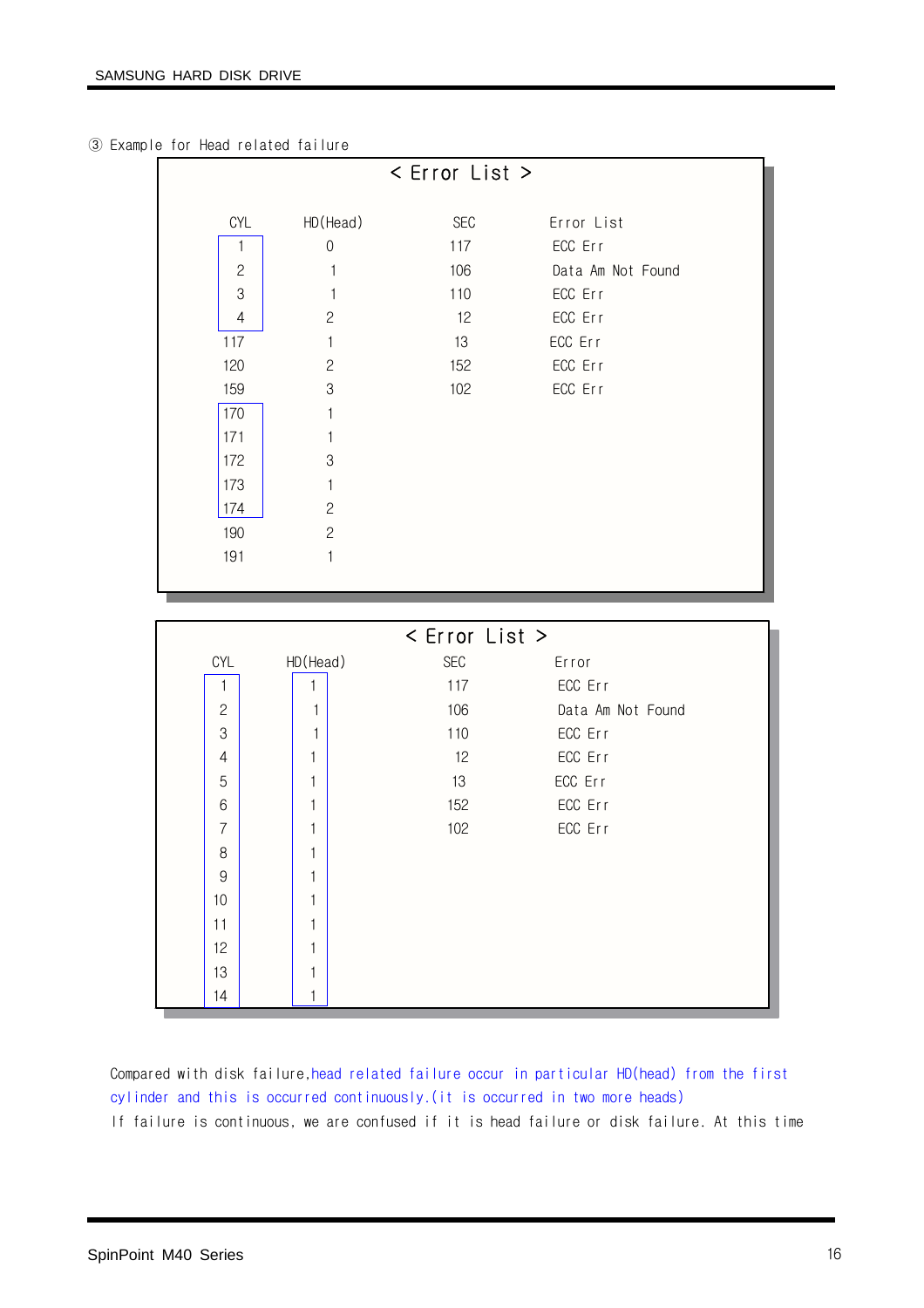③ Example for Head related failure

**< Error List >**

| CYL | HD(Head) | SEC | Error List |
|---|---|---|---|
| 1 | 0 | 117 | ECC Err |
| 2 | 1 | 106 | Data Am Not Found |
| 3 | 1 | 110 | ECC Err |
| 4 | 2 | 12 | ECC Err |
| 117 | 1 | 13 | ECC Err |
| 120 | 2 | 152 | ECC Err |
| 159 | 3 | 102 | ECC Err |
| 170 | 1 | | |
| 171 | 1 | | |
| 172 | 3 | | |
| 173 | 1 | | |
| 174 | 2 | | |
| 190 | 2 | | |
| 191 | 1 | | |

**< Error List >**

| CYL | HD(Head) | SEC | Error |
|---|---|---|---|
| 1 | 1 | 117 | ECC Err |
| 2 | 1 | 106 | Data Am Not Found |
| 3 | 1 | 110 | ECC Err |
| 4 | 1 | 12 | ECC Err |
| 5 | 1 | 13 | ECC Err |
| 6 | 1 | 152 | ECC Err |
| 7 | 1 | 102 | ECC Err |
| 8 | 1 | | |
| 9 | 1 | | |
| 10 | 1 | | |
| 11 | 1 | | |
| 12 | 1 | | |
| 13 | 1 | | |
| 14 | 1 | | |

Compared with disk failure, head related failure occur in particular HD(head) from the first cylinder and this is occurred continuously.(it is occurred in two more heads)

If failure is continuous, we are confused if it is head failure or disk failure. At this time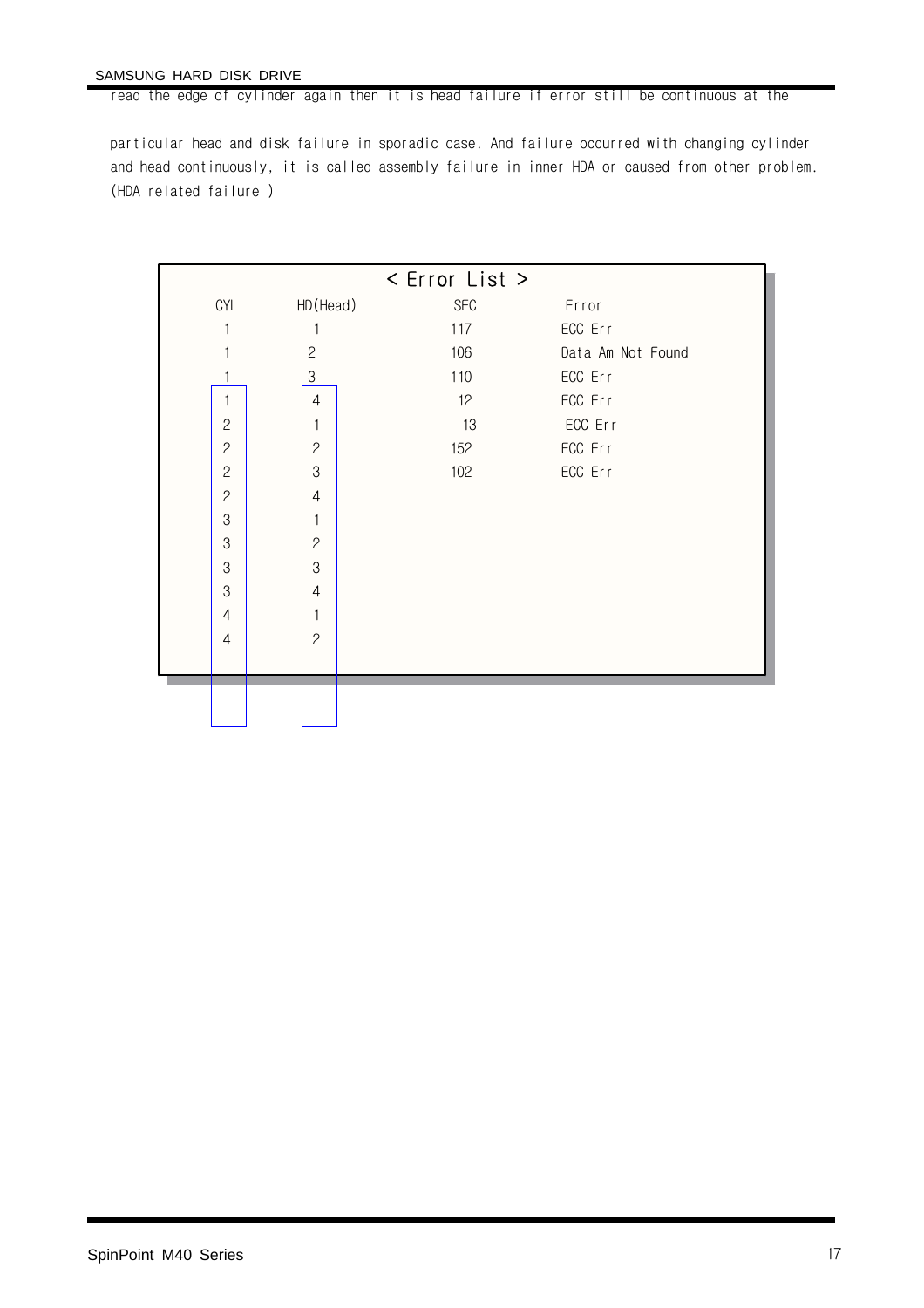read the edge of cylinder again then it is head failure if error still be continuous at the

particular head and disk failure in sporadic case. And failure occurred with changing cylinder and head continuously, it is called assembly failure in inner HDA or caused from other problem. (HDA related failure )

< Error List >

| CYL | HD(Head) | SEC | Error |
|---|---|---|---|
| 1 | 1 | 117 | ECC Err |
| 1 | 2 | 106 | Data Am Not Found |
| 1 | 3 | 110 | ECC Err |
| 1 | 4 | 12 | ECC Err |
| 2 | 1 | 13 | ECC Err |
| 2 | 2 | 152 | ECC Err |
| 2 | 3 | 102 | ECC Err |
| 2 | 4 | | |
| 3 | 1 | | |
| 3 | 2 | | |
| 3 | 3 | | |
| 3 | 4 | | |
| 4 | 1 | | |
| 4 | 2 | | |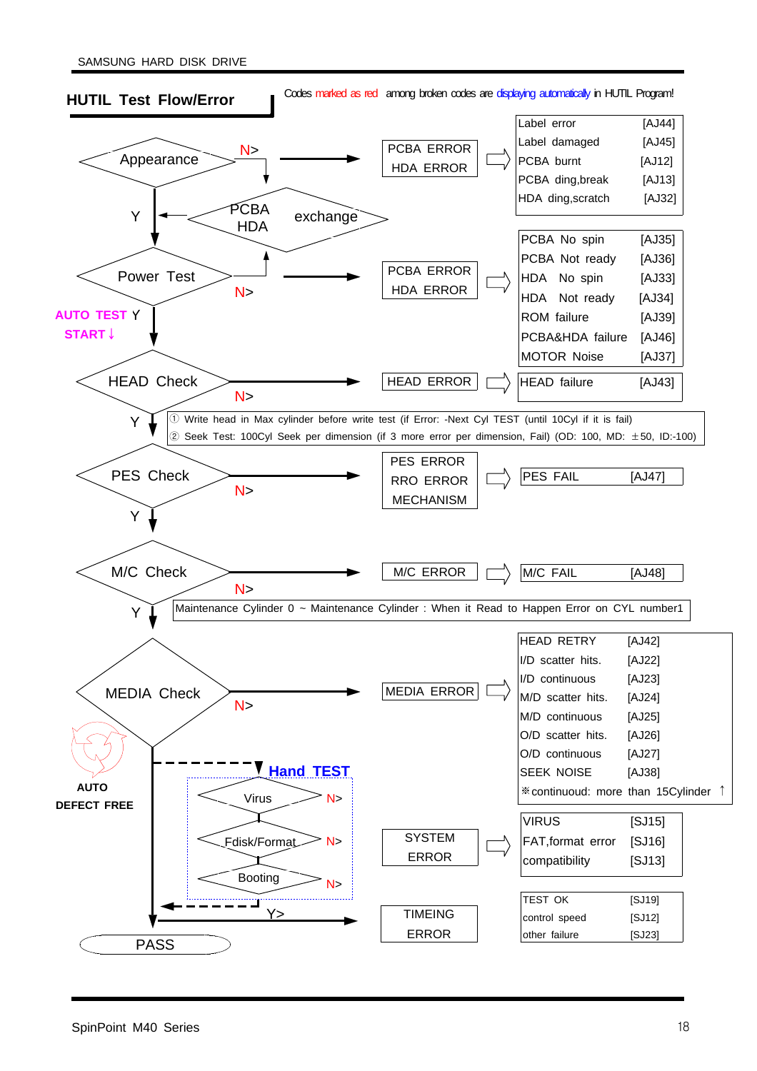## HUTIL Test Flow/Error

Codes marked as red among broken codes are displaying automatically in HUTIL Program!

**Appearance** — N> → PCBA/HDA exchange; → PCBA ERROR / HDA ERROR

| Error | Code |
|---|---|
| Label error | [AJ44] |
| Label damaged | [AJ45] |
| PCBA burnt | [AJ12] |
| PCBA ding,break | [AJ13] |
| HDA ding,scratch | [AJ32] |

Y ↓

**Power Test** — N> → PCBA ERROR / HDA ERROR

| Error | Code |
|---|---|
| PCBA No spin | [AJ35] |
| PCBA Not ready | [AJ36] |
| HDA No spin | [AJ33] |
| HDA Not ready | [AJ34] |
| ROM failure | [AJ39] |
| PCBA&HDA failure | [AJ46] |
| MOTOR Noise | [AJ37] |

Y — AUTO TEST START ↓

**HEAD Check** — N> → HEAD ERROR

| Error | Code |
|---|---|
| HEAD failure | [AJ43] |

① Write head in Max cylinder before write test (if Error: -Next Cyl TEST (until 10Cyl if it is fail)
② Seek Test: 100Cyl Seek per dimension (if 3 more error per dimension, Fail) (OD: 100, MD: ±50, ID:-100)

Y ↓

**PES Check** — N> → PES ERROR / RRO ERROR / MECHANISM

| Error | Code |
|---|---|
| PES FAIL | [AJ47] |

Y ↓

**M/C Check** — N> → M/C ERROR

| Error | Code |
|---|---|
| M/C FAIL | [AJ48] |

Maintenance Cylinder 0 ~ Maintenance Cylinder : When it Read to Happen Error on CYL number1

Y ↓

**MEDIA Check** — N> → MEDIA ERROR

| Error | Code |
|---|---|
| HEAD RETRY | [AJ42] |
| I/D scatter hits. | [AJ22] |
| I/D continuous | [AJ23] |
| M/D scatter hits. | [AJ24] |
| M/D continuous | [AJ25] |
| O/D scatter hits. | [AJ26] |
| O/D continuous | [AJ27] |
| SEEK NOISE | [AJ38] |

※continuoud: more than 15Cylinder ↑

AUTO DEFECT FREE

**Hand TEST**

- Virus — N>
- Fdisk/Format — N>
- Booting — N>

→ SYSTEM ERROR

| Error | Code |
|---|---|
| VIRUS | [SJ15] |
| FAT,format error | [SJ16] |
| compatibility | [SJ13] |

Y> → TIMEING ERROR

| Error | Code |
|---|---|
| TEST OK | [SJ19] |
| control speed | [SJ12] |
| other failure | [SJ23] |

**PASS**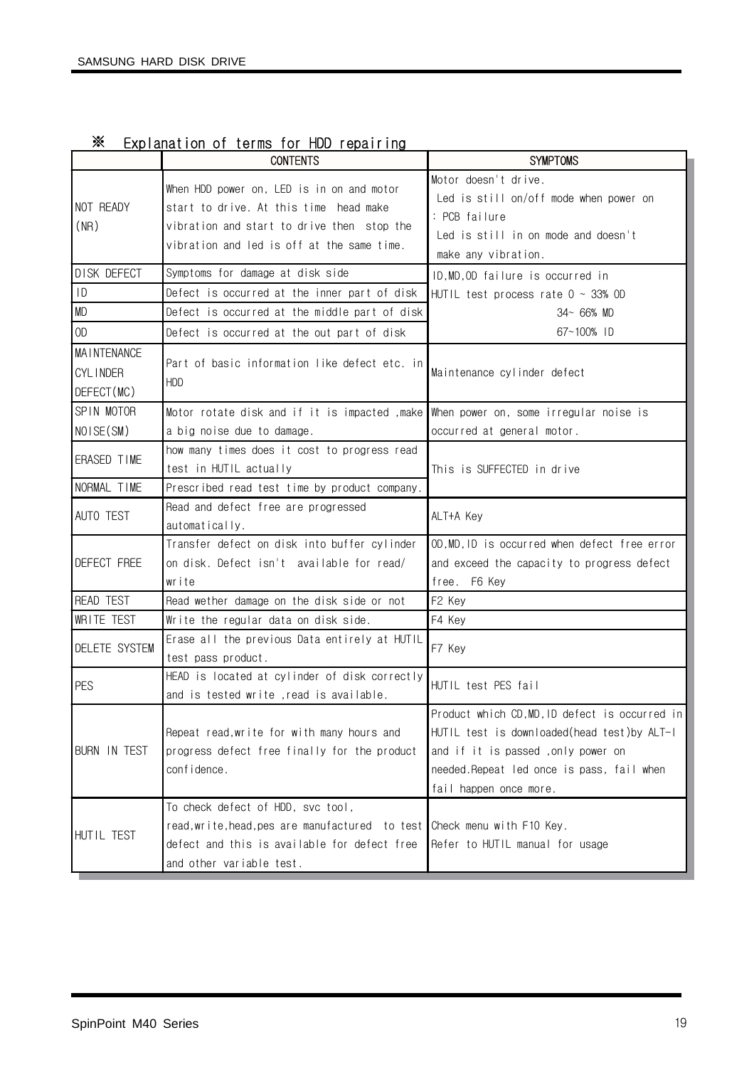## ※ Explanation of terms for HDD repairing

| | CONTENTS | SYMPTOMS |
|---|---|---|
| NOT READY (NR) | When HDD power on, LED is in on and motor start to drive. At this time head make vibration and start to drive then stop the vibration and led is off at the same time. | Motor doesn't drive. Led is still on/off mode when power on : PCB failure Led is still in on mode and doesn't make any vibration. |
| DISK DEFECT | Symptoms for damage at disk side | ID,MD,OD failure is occurred in HUTIL test process rate 0 ~ 33% OD 34~ 66% MD 67~100% ID |
| ID | Defect is occurred at the inner part of disk | |
| MD | Defect is occurred at the middle part of disk | |
| OD | Defect is occurred at the out part of disk | |
| MAINTENANCE CYLINDER DEFECT(MC) | Part of basic information like defect etc. in HDD | Maintenance cylinder defect |
| SPIN MOTOR NOISE(SM) | Motor rotate disk and if it is impacted ,make a big noise due to damage. | When power on, some irregular noise is occurred at general motor. |
| ERASED TIME | how many times does it cost to progress read test in HUTIL actually | This is SUFFECTED in drive |
| NORMAL TIME | Prescribed read test time by product company. | |
| AUTO TEST | Read and defect free are progressed automatically. | ALT+A Key |
| DEFECT FREE | Transfer defect on disk into buffer cylinder on disk. Defect isn't available for read/ write | OD,MD,ID is occurred when defect free error and exceed the capacity to progress defect free. F6 Key |
| READ TEST | Read wether damage on the disk side or not | F2 Key |
| WRITE TEST | Write the regular data on disk side. | F4 Key |
| DELETE SYSTEM | Erase all the previous Data entirely at HUTIL test pass product. | F7 Key |
| PES | HEAD is located at cylinder of disk correctly and is tested write ,read is available. | HUTIL test PES fail |
| BURN IN TEST | Repeat read,write for with many hours and progress defect free finally for the product confidence. | Product which CD,MD,ID defect is occurred in HUTIL test is downloaded(head test)by ALT-I and if it is passed ,only power on needed.Repeat led once is pass, fail when fail happen once more. |
| HUTIL TEST | To check defect of HDD, svc tool, read,write,head,pes are manufactured to test defect and this is available for defect free and other variable test. | Check menu with F10 Key. Refer to HUTIL manual for usage |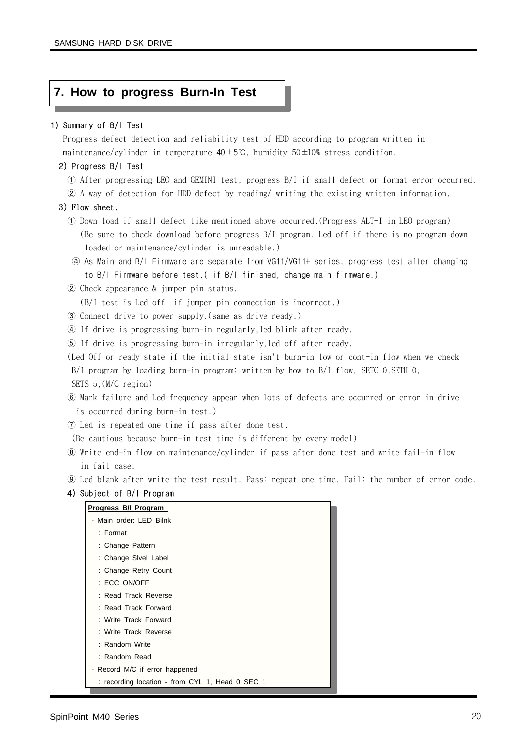## 7. How to progress Burn-In Test

1) Summary of B/I Test

Progress defect detection and reliability test of HDD according to program written in maintenance/cylinder in temperature 40±5℃, humidity 50±10% stress condition.

2) Progress B/I Test

① After progressing LEO and GEMINI test, progress B/I if small defect or format error occurred.

② A way of detection for HDD defect by reading/ writing the existing written information.

3) Flow sheet.

① Down load if small defect like mentioned above occurred.(Progress ALT-I in LEO program) (Be sure to check download before progress B/I program. Led off if there is no program down loaded or maintenance/cylinder is unreadable.)

ⓐ As Main and B/I Firmware are separate from VG11/VG11+ series, progress test after changing to B/I Firmware before test.( if B/I finished, change main firmware.)

② Check appearance & jumper pin status. (B/I test is Led off if jumper pin connection is incorrect.)

③ Connect drive to power supply.(same as drive ready.)

④ If drive is progressing burn-in regularly,led blink after ready.

⑤ If drive is progressing burn-in irregularly,led off after ready.

(Led Off or ready state if the initial state isn't burn-in low or cont-in flow when we check B/I program by loading burn-in program: written by how to B/I flow, SETC 0,SETH 0, SETS 5,(M/C region)

⑥ Mark failure and Led frequency appear when lots of defects are occurred or error in drive is occurred during burn-in test.)

⑦ Led is repeated one time if pass after done test. (Be cautious because burn-in test time is different by every model)

⑧ Write end-in flow on maintenance/cylinder if pass after done test and write fail-in flow in fail case.

⑨ Led blank after write the test result. Pass: repeat one time. Fail: the number of error code.

4) Subject of B/I Program

**Progress B/I Program**

- Main order: LED Bilnk
  - : Format
  - : Change Pattern
  - : Change Slvel Label
  - : Change Retry Count
  - : ECC ON/OFF
  - : Read Track Reverse
  - : Read Track Forward
  - : Write Track Forward
  - : Write Track Reverse
  - : Random Write
  - : Random Read
- Record M/C if error happened
  - : recording location - from CYL 1, Head 0 SEC 1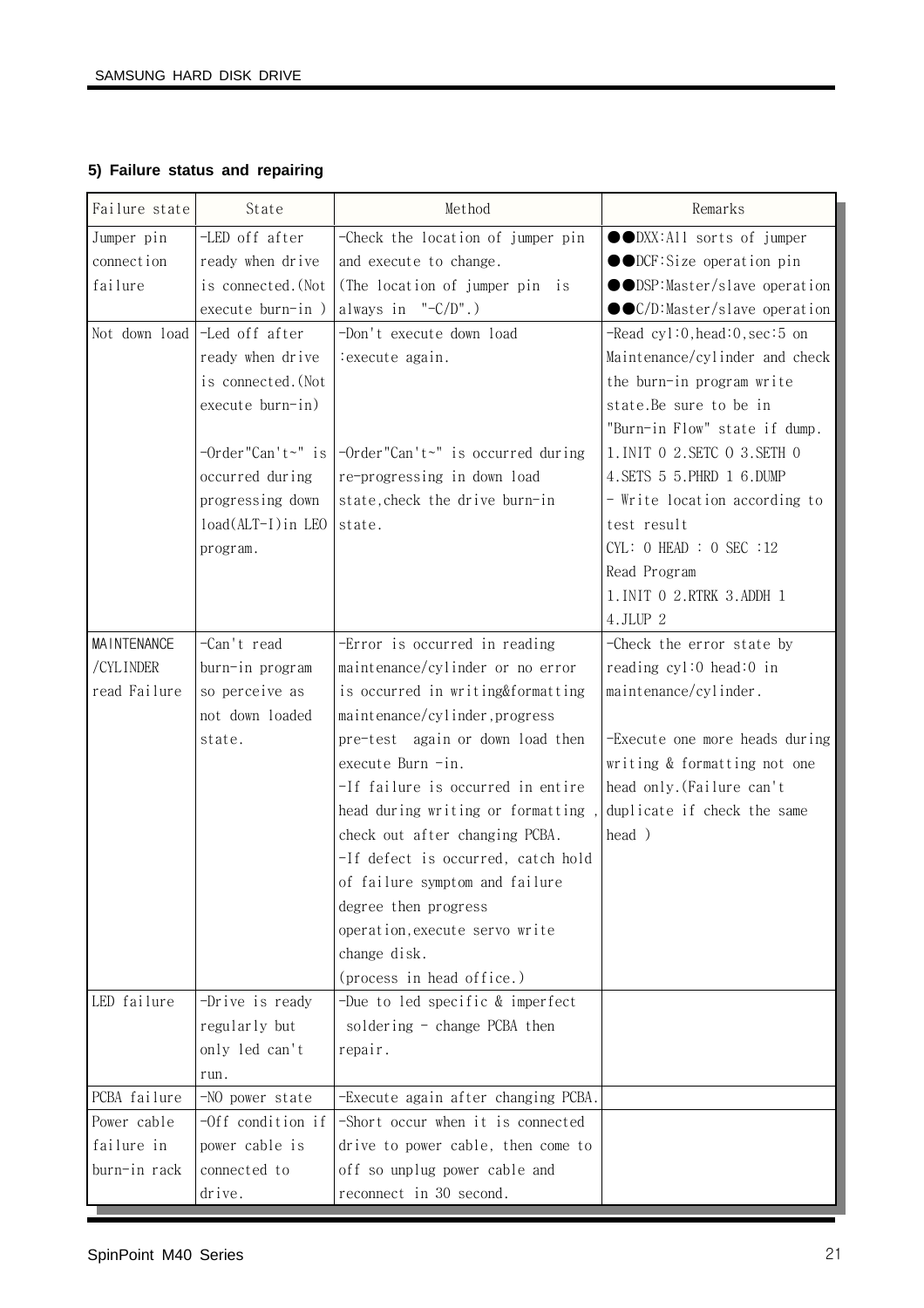### 5) Failure status and repairing

| Failure state | State | Method | Remarks |
|---|---|---|---|
| Jumper pin connection failure | -LED off after ready when drive is connected.(Not execute burn-in ) | -Check the location of jumper pin and execute to change. (The location of jumper pin is always in "-C/D".) | ●●DXX:All sorts of jumper ●●DCF:Size operation pin ●●DSP:Master/slave operation ●●C/D:Master/slave operation |
| Not down load | -Led off after ready when drive is connected.(Not execute burn-in) -Order"Can't~" is occurred during progressing down load(ALT-I)in LEO program. | -Don't execute down load :execute again. -Order"Can't~" is occurred during re-progressing in down load state,check the drive burn-in state. | -Read cyl:0,head:0,sec:5 on Maintenance/cylinder and check the burn-in program write state.Be sure to be in "Burn-in Flow" state if dump. 1.INIT 0 2.SETC 0 3.SETH 0 4.SETS 5 5.PHRD 1 6.DUMP - Write location according to test result CYL: 0 HEAD : 0 SEC :12 Read Program 1.INIT 0 2.RTRK 3.ADDH 1 4.JLUP 2 |
| MAINTENANCE /CYLINDER read Failure | -Can't read burn-in program so perceive as not down loaded state. | -Error is occurred in reading maintenance/cylinder or no error is occurred in writing&formatting maintenance/cylinder,progress pre-test again or down load then execute Burn -in. -If failure is occurred in entire head during writing or formatting , check out after changing PCBA. -If defect is occurred, catch hold of failure symptom and failure degree then progress operation,execute servo write change disk. (process in head office.) | -Check the error state by reading cyl:0 head:0 in maintenance/cylinder. -Execute one more heads during writing & formatting not one head only.(Failure can't duplicate if check the same head ) |
| LED failure | -Drive is ready regularly but only led can't run. | -Due to led specific & imperfect soldering - change PCBA then repair. | |
| PCBA failure | -NO power state | -Execute again after changing PCBA. | |
| Power cable failure in burn-in rack | -Off condition if power cable is connected to drive. | -Short occur when it is connected drive to power cable, then come to off so unplug power cable and reconnect in 30 second. | |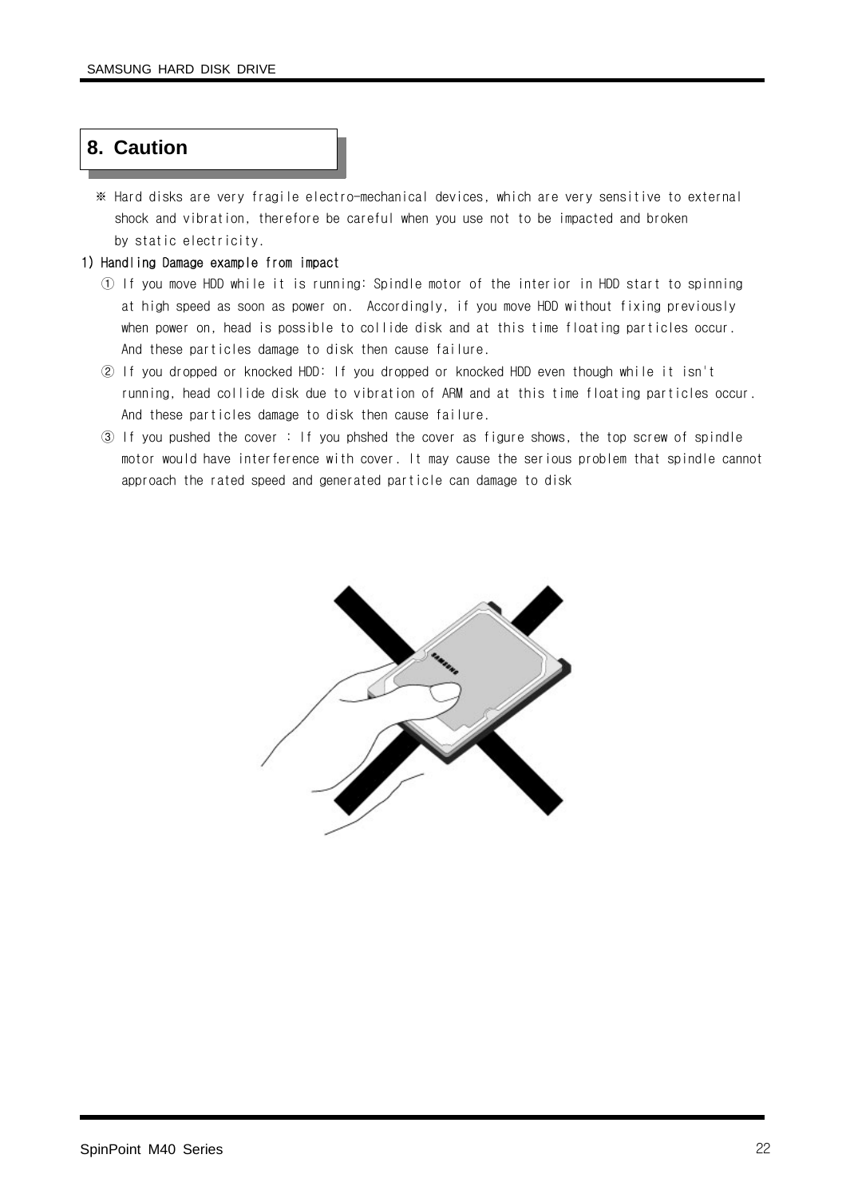# 8. Caution

※ Hard disks are very fragile electro-mechanical devices, which are very sensitive to external shock and vibration, therefore be careful when you use not to be impacted and broken by static electricity.

**1) Handling Damage example from impact**

① If you move HDD while it is running: Spindle motor of the interior in HDD start to spinning at high speed as soon as power on. Accordingly, if you move HDD without fixing previously when power on, head is possible to collide disk and at this time floating particles occur. And these particles damage to disk then cause failure.

② If you dropped or knocked HDD: If you dropped or knocked HDD even though while it isn't running, head collide disk due to vibration of ARM and at this time floating particles occur. And these particles damage to disk then cause failure.

③ If you pushed the cover : If you phshed the cover as figure shows, the top screw of spindle motor would have interference with cover. It may cause the serious problem that spindle cannot approach the rated speed and generated particle can damage to disk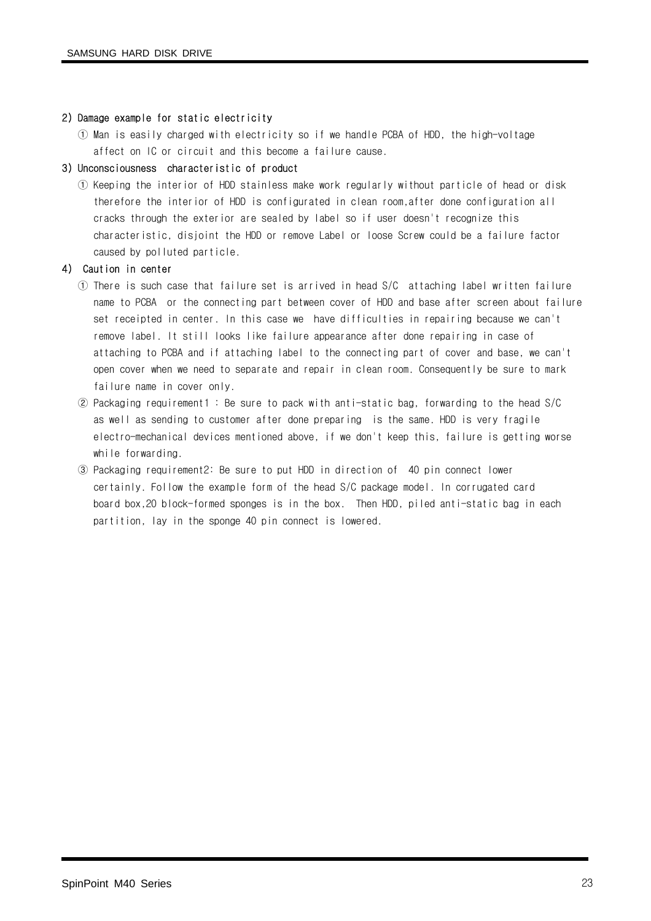**2) Damage example for static electricity**

① Man is easily charged with electricity so if we handle PCBA of HDD, the high-voltage affect on IC or circuit and this become a failure cause.

**3) Unconsciousness characteristic of product**

① Keeping the interior of HDD stainless make work regularly without particle of head or disk therefore the interior of HDD is configurated in clean room,after done configuration all cracks through the exterior are sealed by label so if user doesn't recognize this characteristic, disjoint the HDD or remove Label or loose Screw could be a failure factor caused by polluted particle.

**4) Caution in center**

① There is such case that failure set is arrived in head S/C attaching label written failure name to PCBA or the connecting part between cover of HDD and base after screen about failure set receipted in center. In this case we have difficulties in repairing because we can't remove label. It still looks like failure appearance after done repairing in case of attaching to PCBA and if attaching label to the connecting part of cover and base, we can't open cover when we need to separate and repair in clean room. Consequently be sure to mark failure name in cover only.

② Packaging requirement1 : Be sure to pack with anti-static bag, forwarding to the head S/C as well as sending to customer after done preparing is the same. HDD is very fragile electro-mechanical devices mentioned above, if we don't keep this, failure is getting worse while forwarding.

③ Packaging requirement2: Be sure to put HDD in direction of 40 pin connect lower certainly. Follow the example form of the head S/C package model. In corrugated card board box,20 block-formed sponges is in the box. Then HDD, piled anti-static bag in each partition, lay in the sponge 40 pin connect is lowered.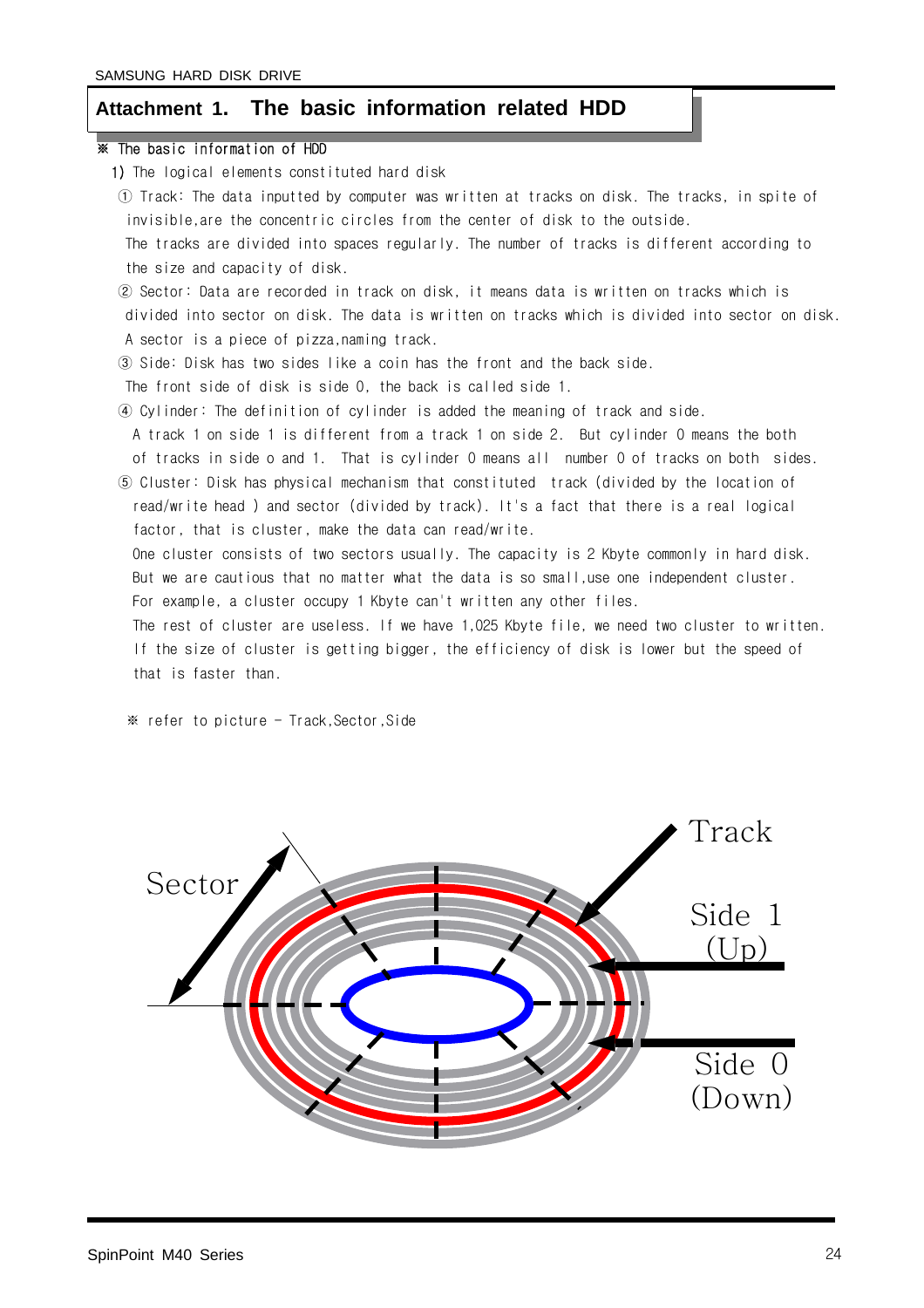## Attachment 1. The basic information related HDD

※ The basic information of HDD

1) The logical elements constituted hard disk

① Track: The data inputted by computer was written at tracks on disk. The tracks, in spite of invisible,are the concentric circles from the center of disk to the outside.
The tracks are divided into spaces regularly. The number of tracks is different according to the size and capacity of disk.

② Sector: Data are recorded in track on disk, it means data is written on tracks which is divided into sector on disk. The data is written on tracks which is divided into sector on disk. A sector is a piece of pizza,naming track.

③ Side: Disk has two sides like a coin has the front and the back side.
The front side of disk is side 0, the back is called side 1.

④ Cylinder: The definition of cylinder is added the meaning of track and side.
A track 1 on side 1 is different from a track 1 on side 2. But cylinder 0 means the both of tracks in side o and 1. That is cylinder 0 means all number 0 of tracks on both sides.

⑤ Cluster: Disk has physical mechanism that constituted track (divided by the location of read/write head ) and sector (divided by track). It's a fact that there is a real logical factor, that is cluster, make the data can read/write.
One cluster consists of two sectors usually. The capacity is 2 Kbyte commonly in hard disk.
But we are cautious that no matter what the data is so small,use one independent cluster.
For example, a cluster occupy 1 Kbyte can't written any other files.
The rest of cluster are useless. If we have 1,025 Kbyte file, we need two cluster to written.
If the size of cluster is getting bigger, the efficiency of disk is lower but the speed of that is faster than.

※ refer to picture - Track,Sector,Side

Sector

Track

Side 1
(Up)

Side 0
(Down)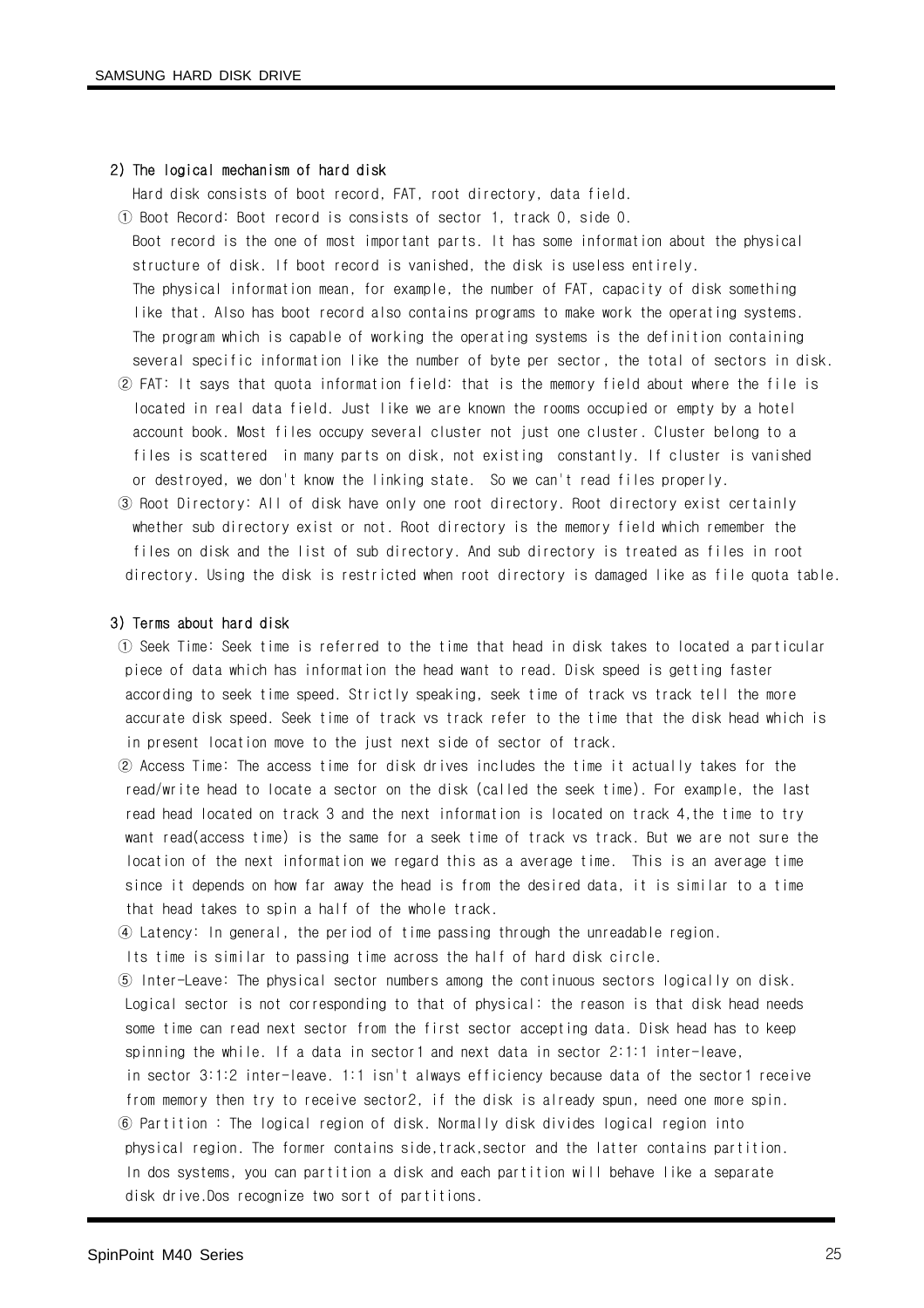### 2) The logical mechanism of hard disk

Hard disk consists of boot record, FAT, root directory, data field.

① Boot Record: Boot record is consists of sector 1, track 0, side 0.
Boot record is the one of most important parts. It has some information about the physical structure of disk. If boot record is vanished, the disk is useless entirely.
The physical information mean, for example, the number of FAT, capacity of disk something like that. Also has boot record also contains programs to make work the operating systems.
The program which is capable of working the operating systems is the definition containing several specific information like the number of byte per sector, the total of sectors in disk.

② FAT: It says that quota information field: that is the memory field about where the file is located in real data field. Just like we are known the rooms occupied or empty by a hotel account book. Most files occupy several cluster not just one cluster. Cluster belong to a files is scattered in many parts on disk, not existing constantly. If cluster is vanished or destroyed, we don't know the linking state. So we can't read files properly.

③ Root Directory: All of disk have only one root directory. Root directory exist certainly whether sub directory exist or not. Root directory is the memory field which remember the files on disk and the list of sub directory. And sub directory is treated as files in root directory. Using the disk is restricted when root directory is damaged like as file quota table.

### 3) Terms about hard disk

① Seek Time: Seek time is referred to the time that head in disk takes to located a particular piece of data which has information the head want to read. Disk speed is getting faster according to seek time speed. Strictly speaking, seek time of track vs track tell the more accurate disk speed. Seek time of track vs track refer to the time that the disk head which is in present location move to the just next side of sector of track.

② Access Time: The access time for disk drives includes the time it actually takes for the read/write head to locate a sector on the disk (called the seek time). For example, the last read head located on track 3 and the next information is located on track 4,the time to try want read(access time) is the same for a seek time of track vs track. But we are not sure the location of the next information we regard this as a average time. This is an average time since it depends on how far away the head is from the desired data, it is similar to a time that head takes to spin a half of the whole track.

④ Latency: In general, the period of time passing through the unreadable region.
Its time is similar to passing time across the half of hard disk circle.

⑤ Inter-Leave: The physical sector numbers among the continuous sectors logically on disk. Logical sector is not corresponding to that of physical: the reason is that disk head needs some time can read next sector from the first sector accepting data. Disk head has to keep spinning the while. If a data in sector1 and next data in sector 2:1:1 inter-leave, in sector 3:1:2 inter-leave. 1:1 isn't always efficiency because data of the sector1 receive from memory then try to receive sector2, if the disk is already spun, need one more spin.

⑥ Partition : The logical region of disk. Normally disk divides logical region into physical region. The former contains side,track,sector and the latter contains partition. In dos systems, you can partition a disk and each partition will behave like a separate disk drive.Dos recognize two sort of partitions.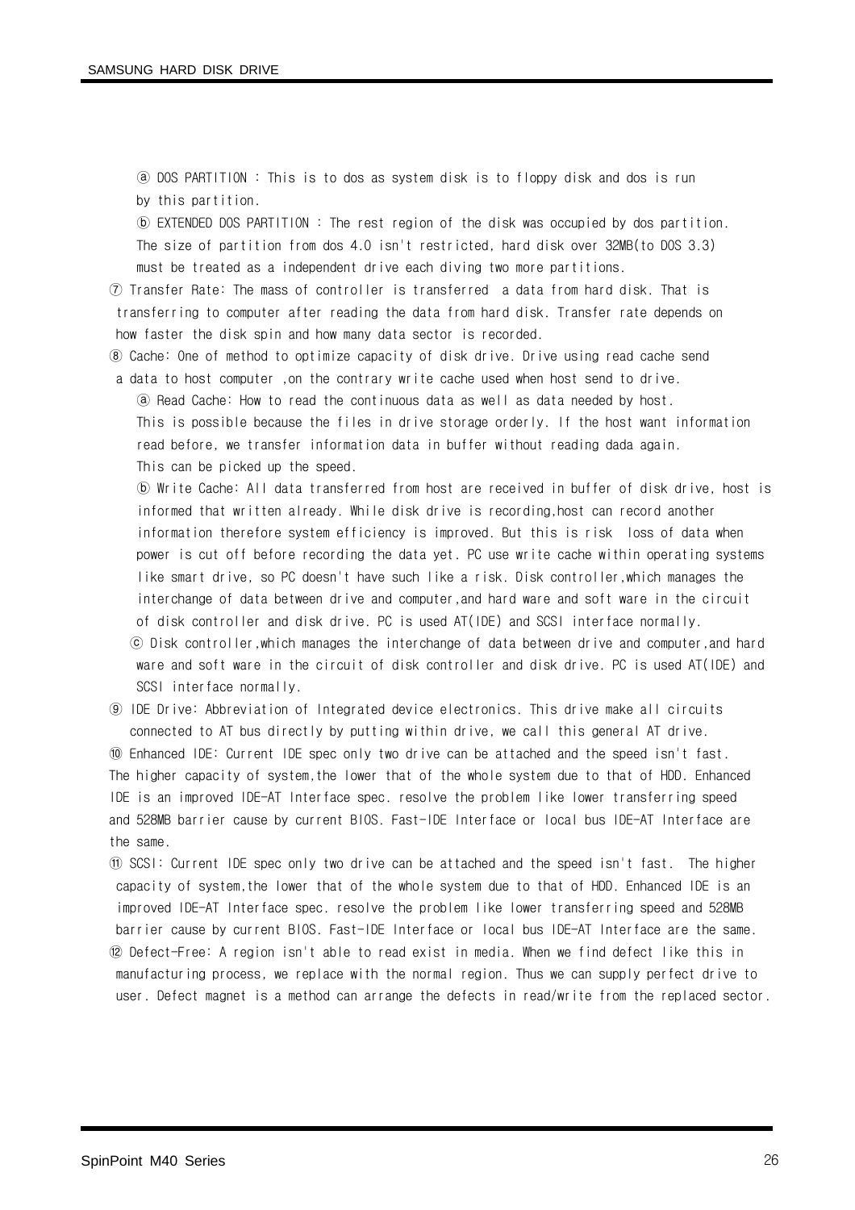ⓐ DOS PARTITION : This is to dos as system disk is to floppy disk and dos is run by this partition.

ⓑ EXTENDED DOS PARTITION : The rest region of the disk was occupied by dos partition. The size of partition from dos 4.0 isn't restricted, hard disk over 32MB(to DOS 3.3) must be treated as a independent drive each diving two more partitions.

⑦ Transfer Rate: The mass of controller is transferred a data from hard disk. That is transferring to computer after reading the data from hard disk. Transfer rate depends on how faster the disk spin and how many data sector is recorded.

⑧ Cache: One of method to optimize capacity of disk drive. Drive using read cache send a data to host computer ,on the contrary write cache used when host send to drive.

ⓐ Read Cache: How to read the continuous data as well as data needed by host. This is possible because the files in drive storage orderly. If the host want information read before, we transfer information data in buffer without reading dada again. This can be picked up the speed.

ⓑ Write Cache: All data transferred from host are received in buffer of disk drive, host is informed that written already. While disk drive is recording,host can record another information therefore system efficiency is improved. But this is risk loss of data when power is cut off before recording the data yet. PC use write cache within operating systems like smart drive, so PC doesn't have such like a risk. Disk controller,which manages the interchange of data between drive and computer,and hard ware and soft ware in the circuit of disk controller and disk drive. PC is used AT(IDE) and SCSI interface normally.

ⓒ Disk controller,which manages the interchange of data between drive and computer,and hard ware and soft ware in the circuit of disk controller and disk drive. PC is used AT(IDE) and SCSI interface normally.

⑨ IDE Drive: Abbreviation of Integrated device electronics. This drive make all circuits connected to AT bus directly by putting within drive, we call this general AT drive.

⑩ Enhanced IDE: Current IDE spec only two drive can be attached and the speed isn't fast. The higher capacity of system,the lower that of the whole system due to that of HDD. Enhanced IDE is an improved IDE-AT Interface spec. resolve the problem like lower transferring speed and 528MB barrier cause by current BIOS. Fast-IDE Interface or local bus IDE-AT Interface are the same.

⑪ SCSI: Current IDE spec only two drive can be attached and the speed isn't fast. The higher capacity of system,the lower that of the whole system due to that of HDD. Enhanced IDE is an improved IDE-AT Interface spec. resolve the problem like lower transferring speed and 528MB barrier cause by current BIOS. Fast-IDE Interface or local bus IDE-AT Interface are the same.

⑫ Defect-Free: A region isn't able to read exist in media. When we find defect like this in manufacturing process, we replace with the normal region. Thus we can supply perfect drive to user. Defect magnet is a method can arrange the defects in read/write from the replaced sector.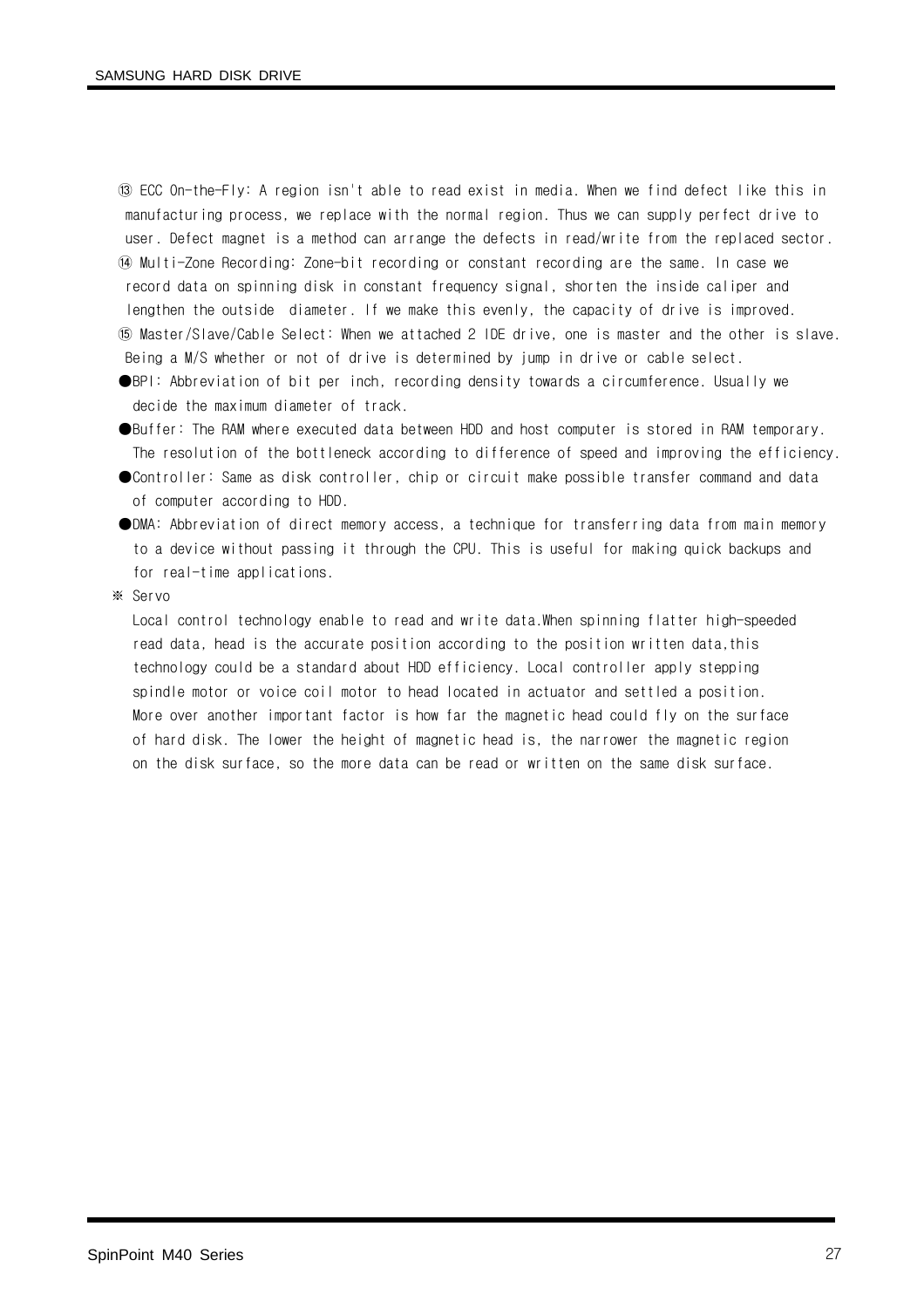⑬ ECC On-the-Fly: A region isn't able to read exist in media. When we find defect like this in manufacturing process, we replace with the normal region. Thus we can supply perfect drive to user. Defect magnet is a method can arrange the defects in read/write from the replaced sector.

⑭ Multi-Zone Recording: Zone-bit recording or constant recording are the same. In case we record data on spinning disk in constant frequency signal, shorten the inside caliper and lengthen the outside diameter. If we make this evenly, the capacity of drive is improved.

⑮ Master/Slave/Cable Select: When we attached 2 IDE drive, one is master and the other is slave. Being a M/S whether or not of drive is determined by jump in drive or cable select.

- BPI: Abbreviation of bit per inch, recording density towards a circumference. Usually we decide the maximum diameter of track.
- Buffer: The RAM where executed data between HDD and host computer is stored in RAM temporary. The resolution of the bottleneck according to difference of speed and improving the efficiency.
- Controller: Same as disk controller, chip or circuit make possible transfer command and data of computer according to HDD.
- DMA: Abbreviation of direct memory access, a technique for transferring data from main memory to a device without passing it through the CPU. This is useful for making quick backups and for real-time applications.

※ Servo

Local control technology enable to read and write data.When spinning flatter high-speeded read data, head is the accurate position according to the position written data,this technology could be a standard about HDD efficiency. Local controller apply stepping spindle motor or voice coil motor to head located in actuator and settled a position. More over another important factor is how far the magnetic head could fly on the surface of hard disk. The lower the height of magnetic head is, the narrower the magnetic region on the disk surface, so the more data can be read or written on the same disk surface.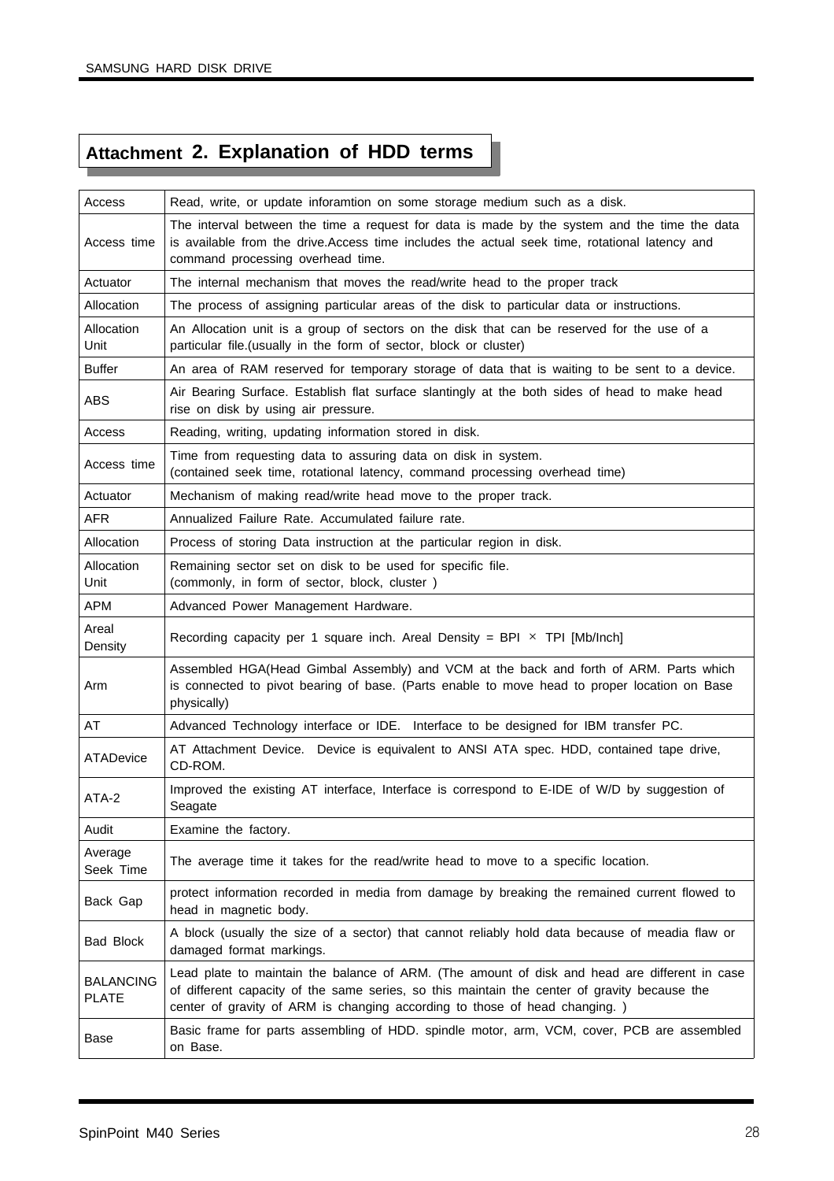# Attachment 2. Explanation of HDD terms

| Term | Explanation |
|---|---|
| Access | Read, write, or update inforamtion on some storage medium such as a disk. |
| Access time | The interval between the time a request for data is made by the system and the time the data is available from the drive.Access time includes the actual seek time, rotational latency and command processing overhead time. |
| Actuator | The internal mechanism that moves the read/write head to the proper track |
| Allocation | The process of assigning particular areas of the disk to particular data or instructions. |
| Allocation Unit | An Allocation unit is a group of sectors on the disk that can be reserved for the use of a particular file.(usually in the form of sector, block or cluster) |
| Buffer | An area of RAM reserved for temporary storage of data that is waiting to be sent to a device. |
| ABS | Air Bearing Surface. Establish flat surface slantingly at the both sides of head to make head rise on disk by using air pressure. |
| Access | Reading, writing, updating information stored in disk. |
| Access time | Time from requesting data to assuring data on disk in system.<br>(contained seek time, rotational latency, command processing overhead time) |
| Actuator | Mechanism of making read/write head move to the proper track. |
| AFR | Annualized Failure Rate. Accumulated failure rate. |
| Allocation | Process of storing Data instruction at the particular region in disk. |
| Allocation Unit | Remaining sector set on disk to be used for specific file.<br>(commonly, in form of sector, block, cluster ) |
| APM | Advanced Power Management Hardware. |
| Areal Density | Recording capacity per 1 square inch. Areal Density = BPI × TPI [Mb/Inch] |
| Arm | Assembled HGA(Head Gimbal Assembly) and VCM at the back and forth of ARM. Parts which is connected to pivot bearing of base. (Parts enable to move head to proper location on Base physically) |
| AT | Advanced Technology interface or IDE. Interface to be designed for IBM transfer PC. |
| ATADevice | AT Attachment Device. Device is equivalent to ANSI ATA spec. HDD, contained tape drive, CD-ROM. |
| ATA-2 | Improved the existing AT interface, Interface is correspond to E-IDE of W/D by suggestion of Seagate |
| Audit | Examine the factory. |
| Average Seek Time | The average time it takes for the read/write head to move to a specific location. |
| Back Gap | protect information recorded in media from damage by breaking the remained current flowed to head in magnetic body. |
| Bad Block | A block (usually the size of a sector) that cannot reliably hold data because of meadia flaw or damaged format markings. |
| BALANCING PLATE | Lead plate to maintain the balance of ARM. (The amount of disk and head are different in case of different capacity of the same series, so this maintain the center of gravity because the center of gravity of ARM is changing according to those of head changing. ) |
| Base | Basic frame for parts assembling of HDD. spindle motor, arm, VCM, cover, PCB are assembled on Base. |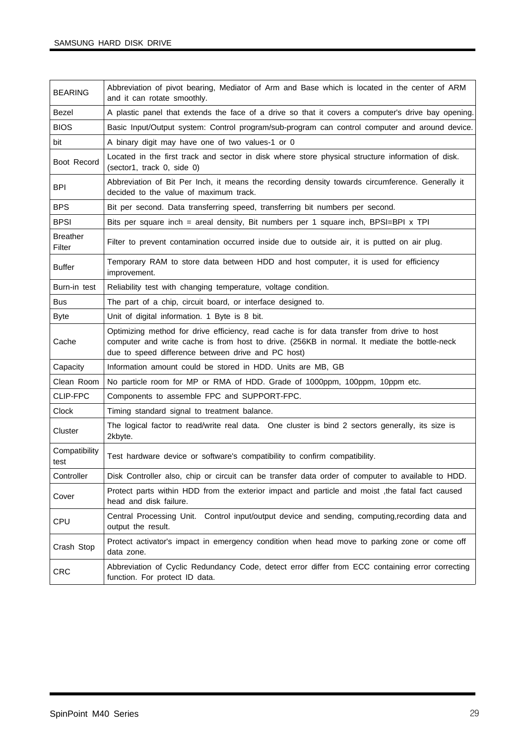| | |
|---|---|
| BEARING | Abbreviation of pivot bearing, Mediator of Arm and Base which is located in the center of ARM and it can rotate smoothly. |
| Bezel | A plastic panel that extends the face of a drive so that it covers a computer's drive bay opening. |
| BIOS | Basic Input/Output system: Control program/sub-program can control computer and around device. |
| bit | A binary digit may have one of two values-1 or 0 |
| Boot Record | Located in the first track and sector in disk where store physical structure information of disk. (sector1, track 0, side 0) |
| BPI | Abbreviation of Bit Per Inch, it means the recording density towards circumference. Generally it decided to the value of maximum track. |
| BPS | Bit per second. Data transferring speed, transferring bit numbers per second. |
| BPSI | Bits per square inch = areal density, Bit numbers per 1 square inch, BPSI=BPI x TPI |
| Breather Filter | Filter to prevent contamination occurred inside due to outside air, it is putted on air plug. |
| Buffer | Temporary RAM to store data between HDD and host computer, it is used for efficiency improvement. |
| Burn-in test | Reliability test with changing temperature, voltage condition. |
| Bus | The part of a chip, circuit board, or interface designed to. |
| Byte | Unit of digital information. 1 Byte is 8 bit. |
| Cache | Optimizing method for drive efficiency, read cache is for data transfer from drive to host computer and write cache is from host to drive. (256KB in normal. It mediate the bottle-neck due to speed difference between drive and PC host) |
| Capacity | Information amount could be stored in HDD. Units are MB, GB |
| Clean Room | No particle room for MP or RMA of HDD. Grade of 1000ppm, 100ppm, 10ppm etc. |
| CLIP-FPC | Components to assemble FPC and SUPPORT-FPC. |
| Clock | Timing standard signal to treatment balance. |
| Cluster | The logical factor to read/write real data. One cluster is bind 2 sectors generally, its size is 2kbyte. |
| Compatibility test | Test hardware device or software's compatibility to confirm compatibility. |
| Controller | Disk Controller also, chip or circuit can be transfer data order of computer to available to HDD. |
| Cover | Protect parts within HDD from the exterior impact and particle and moist ,the fatal fact caused head and disk failure. |
| CPU | Central Processing Unit. Control input/output device and sending, computing,recording data and output the result. |
| Crash Stop | Protect activator's impact in emergency condition when head move to parking zone or come off data zone. |
| CRC | Abbreviation of Cyclic Redundancy Code, detect error differ from ECC containing error correcting function. For protect ID data. |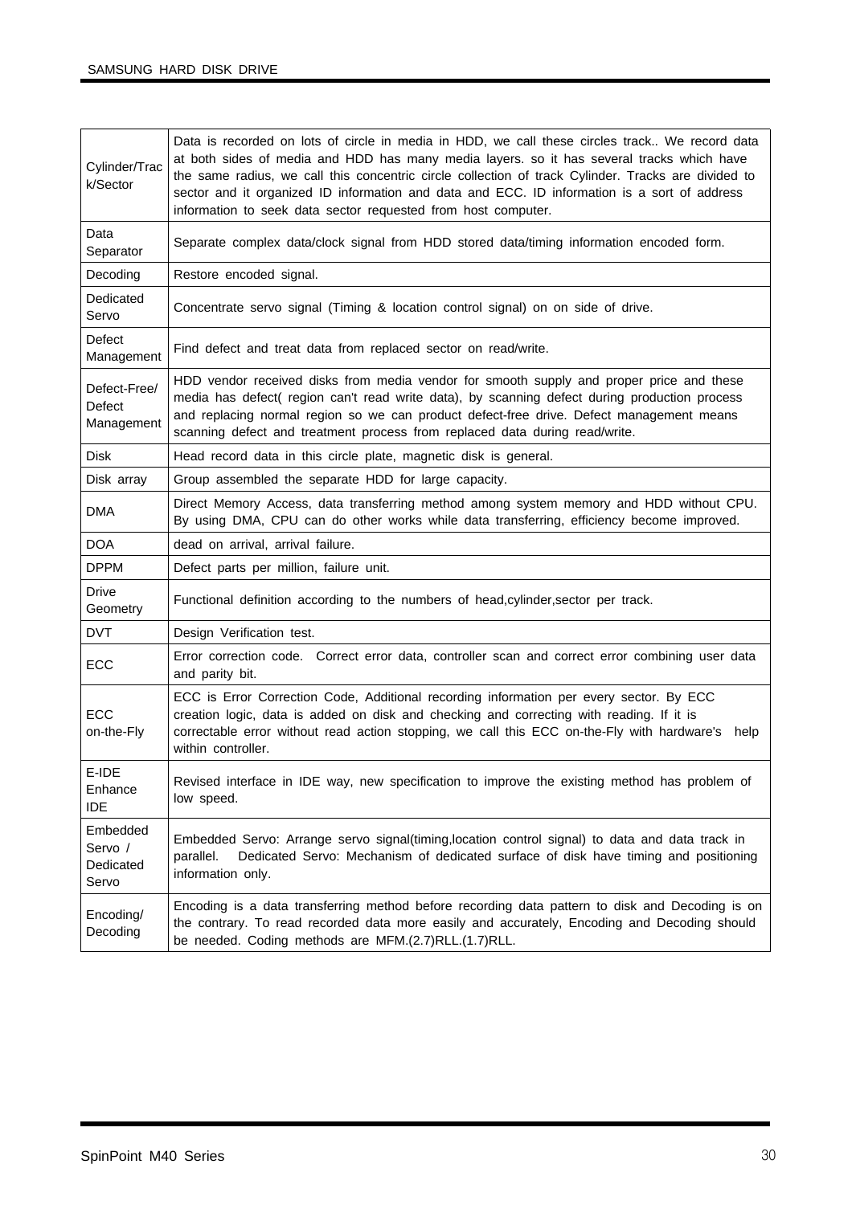| | |
|---|---|
| Cylinder/Track/Sector | Data is recorded on lots of circle in media in HDD, we call these circles track.. We record data at both sides of media and HDD has many media layers. so it has several tracks which have the same radius, we call this concentric circle collection of track Cylinder. Tracks are divided to sector and it organized ID information and data and ECC. ID information is a sort of address information to seek data sector requested from host computer. |
| Data Separator | Separate complex data/clock signal from HDD stored data/timing information encoded form. |
| Decoding | Restore encoded signal. |
| Dedicated Servo | Concentrate servo signal (Timing & location control signal) on on side of drive. |
| Defect Management | Find defect and treat data from replaced sector on read/write. |
| Defect-Free/ Defect Management | HDD vendor received disks from media vendor for smooth supply and proper price and these media has defect( region can't read write data), by scanning defect during production process and replacing normal region so we can product defect-free drive. Defect management means scanning defect and treatment process from replaced data during read/write. |
| Disk | Head record data in this circle plate, magnetic disk is general. |
| Disk array | Group assembled the separate HDD for large capacity. |
| DMA | Direct Memory Access, data transferring method among system memory and HDD without CPU. By using DMA, CPU can do other works while data transferring, efficiency become improved. |
| DOA | dead on arrival, arrival failure. |
| DPPM | Defect parts per million, failure unit. |
| Drive Geometry | Functional definition according to the numbers of head,cylinder,sector per track. |
| DVT | Design Verification test. |
| ECC | Error correction code. Correct error data, controller scan and correct error combining user data and parity bit. |
| ECC on-the-Fly | ECC is Error Correction Code, Additional recording information per every sector. By ECC creation logic, data is added on disk and checking and correcting with reading. If it is correctable error without read action stopping, we call this ECC on-the-Fly with hardware's help within controller. |
| E-IDE Enhance IDE | Revised interface in IDE way, new specification to improve the existing method has problem of low speed. |
| Embedded Servo / Dedicated Servo | Embedded Servo: Arrange servo signal(timing,location control signal) to data and data track in parallel. Dedicated Servo: Mechanism of dedicated surface of disk have timing and positioning information only. |
| Encoding/ Decoding | Encoding is a data transferring method before recording data pattern to disk and Decoding is on the contrary. To read recorded data more easily and accurately, Encoding and Decoding should be needed. Coding methods are MFM.(2.7)RLL.(1.7)RLL. |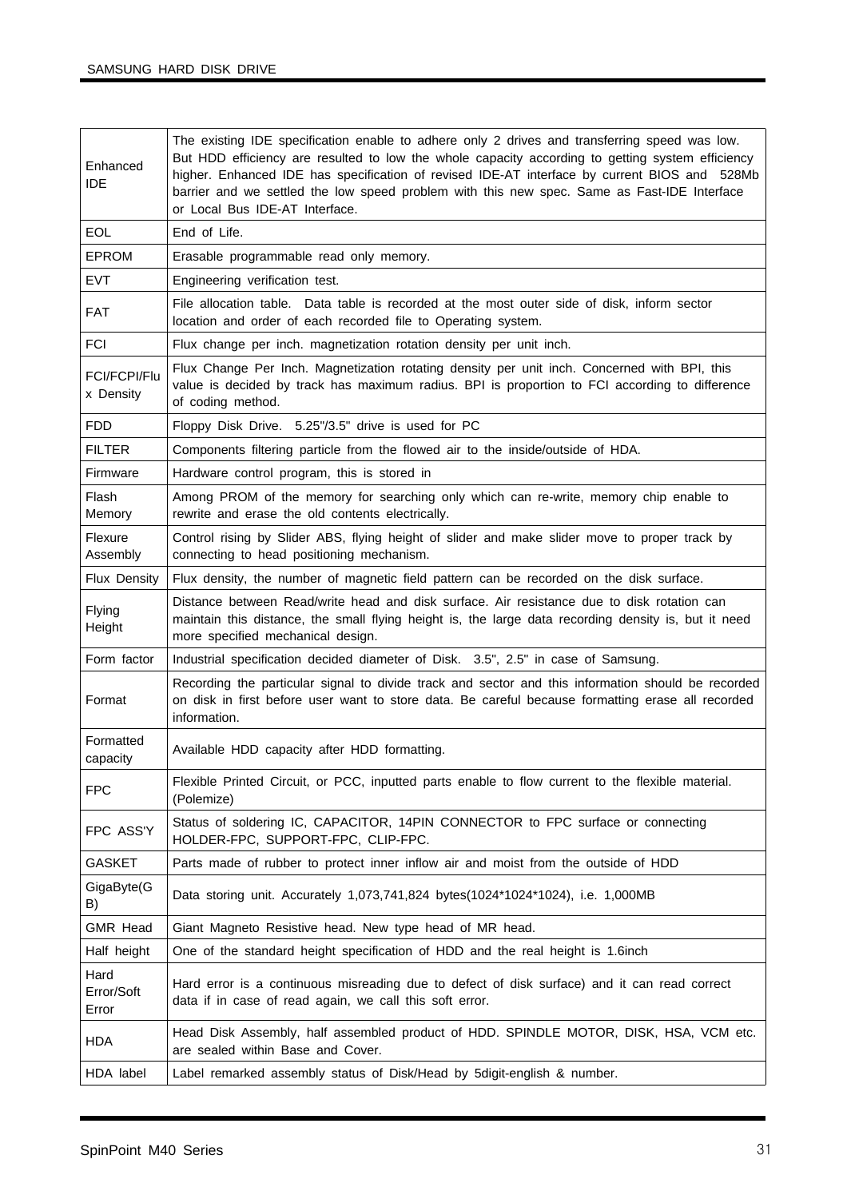| | |
|---|---|
| Enhanced IDE | The existing IDE specification enable to adhere only 2 drives and transferring speed was low. But HDD efficiency are resulted to low the whole capacity according to getting system efficiency higher. Enhanced IDE has specification of revised IDE-AT interface by current BIOS and 528Mb barrier and we settled the low speed problem with this new spec. Same as Fast-IDE Interface or Local Bus IDE-AT Interface. |
| EOL | End of Life. |
| EPROM | Erasable programmable read only memory. |
| EVT | Engineering verification test. |
| FAT | File allocation table. Data table is recorded at the most outer side of disk, inform sector location and order of each recorded file to Operating system. |
| FCI | Flux change per inch. magnetization rotation density per unit inch. |
| FCI/FCPI/Flux Density | Flux Change Per Inch. Magnetization rotating density per unit inch. Concerned with BPI, this value is decided by track has maximum radius. BPI is proportion to FCI according to difference of coding method. |
| FDD | Floppy Disk Drive. 5.25"/3.5" drive is used for PC |
| FILTER | Components filtering particle from the flowed air to the inside/outside of HDA. |
| Firmware | Hardware control program, this is stored in |
| Flash Memory | Among PROM of the memory for searching only which can re-write, memory chip enable to rewrite and erase the old contents electrically. |
| Flexure Assembly | Control rising by Slider ABS, flying height of slider and make slider move to proper track by connecting to head positioning mechanism. |
| Flux Density | Flux density, the number of magnetic field pattern can be recorded on the disk surface. |
| Flying Height | Distance between Read/write head and disk surface. Air resistance due to disk rotation can maintain this distance, the small flying height is, the large data recording density is, but it need more specified mechanical design. |
| Form factor | Industrial specification decided diameter of Disk. 3.5", 2.5" in case of Samsung. |
| Format | Recording the particular signal to divide track and sector and this information should be recorded on disk in first before user want to store data. Be careful because formatting erase all recorded information. |
| Formatted capacity | Available HDD capacity after HDD formatting. |
| FPC | Flexible Printed Circuit, or PCC, inputted parts enable to flow current to the flexible material. (Polemize) |
| FPC ASS'Y | Status of soldering IC, CAPACITOR, 14PIN CONNECTOR to FPC surface or connecting HOLDER-FPC, SUPPORT-FPC, CLIP-FPC. |
| GASKET | Parts made of rubber to protect inner inflow air and moist from the outside of HDD |
| GigaByte(GB) | Data storing unit. Accurately 1,073,741,824 bytes(1024\*1024\*1024), i.e. 1,000MB |
| GMR Head | Giant Magneto Resistive head. New type head of MR head. |
| Half height | One of the standard height specification of HDD and the real height is 1.6inch |
| Hard Error/Soft Error | Hard error is a continuous misreading due to defect of disk surface) and it can read correct data if in case of read again, we call this soft error. |
| HDA | Head Disk Assembly, half assembled product of HDD. SPINDLE MOTOR, DISK, HSA, VCM etc. are sealed within Base and Cover. |
| HDA label | Label remarked assembly status of Disk/Head by 5digit-english & number. |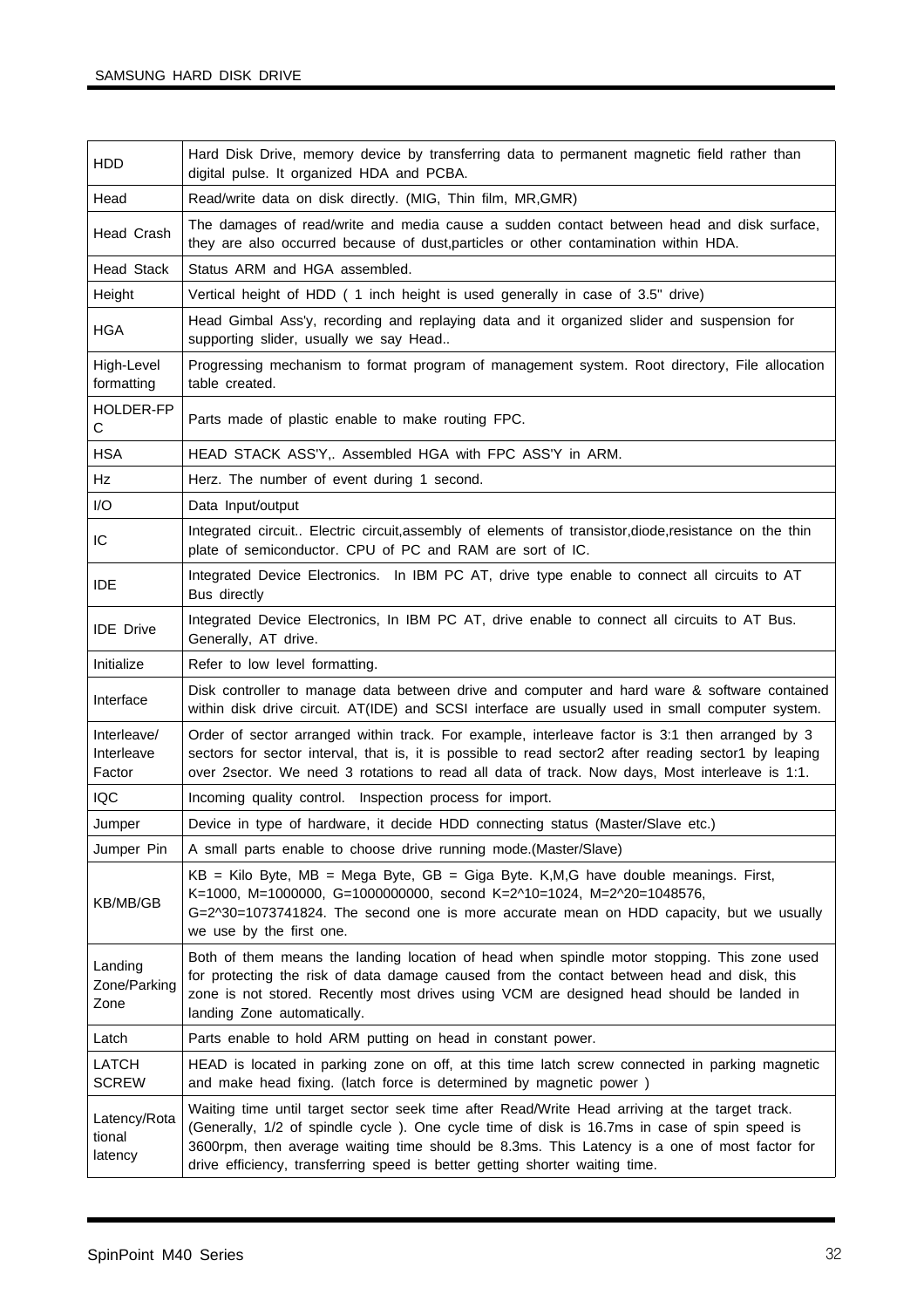| | |
|---|---|
| HDD | Hard Disk Drive, memory device by transferring data to permanent magnetic field rather than digital pulse. It organized HDA and PCBA. |
| Head | Read/write data on disk directly. (MIG, Thin film, MR,GMR) |
| Head Crash | The damages of read/write and media cause a sudden contact between head and disk surface, they are also occurred because of dust,particles or other contamination within HDA. |
| Head Stack | Status ARM and HGA assembled. |
| Height | Vertical height of HDD ( 1 inch height is used generally in case of 3.5" drive) |
| HGA | Head Gimbal Ass'y, recording and replaying data and it organized slider and suspension for supporting slider, usually we say Head.. |
| High-Level formatting | Progressing mechanism to format program of management system. Root directory, File allocation table created. |
| HOLDER-FPC | Parts made of plastic enable to make routing FPC. |
| HSA | HEAD STACK ASS'Y,. Assembled HGA with FPC ASS'Y in ARM. |
| Hz | Herz. The number of event during 1 second. |
| I/O | Data Input/output |
| IC | Integrated circuit.. Electric circuit,assembly of elements of transistor,diode,resistance on the thin plate of semiconductor. CPU of PC and RAM are sort of IC. |
| IDE | Integrated Device Electronics. In IBM PC AT, drive type enable to connect all circuits to AT Bus directly |
| IDE Drive | Integrated Device Electronics, In IBM PC AT, drive enable to connect all circuits to AT Bus. Generally, AT drive. |
| Initialize | Refer to low level formatting. |
| Interface | Disk controller to manage data between drive and computer and hard ware & software contained within disk drive circuit. AT(IDE) and SCSI interface are usually used in small computer system. |
| Interleave/ Interleave Factor | Order of sector arranged within track. For example, interleave factor is 3:1 then arranged by 3 sectors for sector interval, that is, it is possible to read sector2 after reading sector1 by leaping over 2sector. We need 3 rotations to read all data of track. Now days, Most interleave is 1:1. |
| IQC | Incoming quality control. Inspection process for import. |
| Jumper | Device in type of hardware, it decide HDD connecting status (Master/Slave etc.) |
| Jumper Pin | A small parts enable to choose drive running mode.(Master/Slave) |
| KB/MB/GB | KB = Kilo Byte, MB = Mega Byte, GB = Giga Byte. K,M,G have double meanings. First, K=1000, M=1000000, G=1000000000, second K=2^10=1024, M=2^20=1048576, G=2^30=1073741824. The second one is more accurate mean on HDD capacity, but we usually we use by the first one. |
| Landing Zone/Parking Zone | Both of them means the landing location of head when spindle motor stopping. This zone used for protecting the risk of data damage caused from the contact between head and disk, this zone is not stored. Recently most drives using VCM are designed head should be landed in landing Zone automatically. |
| Latch | Parts enable to hold ARM putting on head in constant power. |
| LATCH SCREW | HEAD is located in parking zone on off, at this time latch screw connected in parking magnetic and make head fixing. (latch force is determined by magnetic power ) |
| Latency/Rotational latency | Waiting time until target sector seek time after Read/Write Head arriving at the target track. (Generally, 1/2 of spindle cycle ). One cycle time of disk is 16.7ms in case of spin speed is 3600rpm, then average waiting time should be 8.3ms. This Latency is a one of most factor for drive efficiency, transferring speed is better getting shorter waiting time. |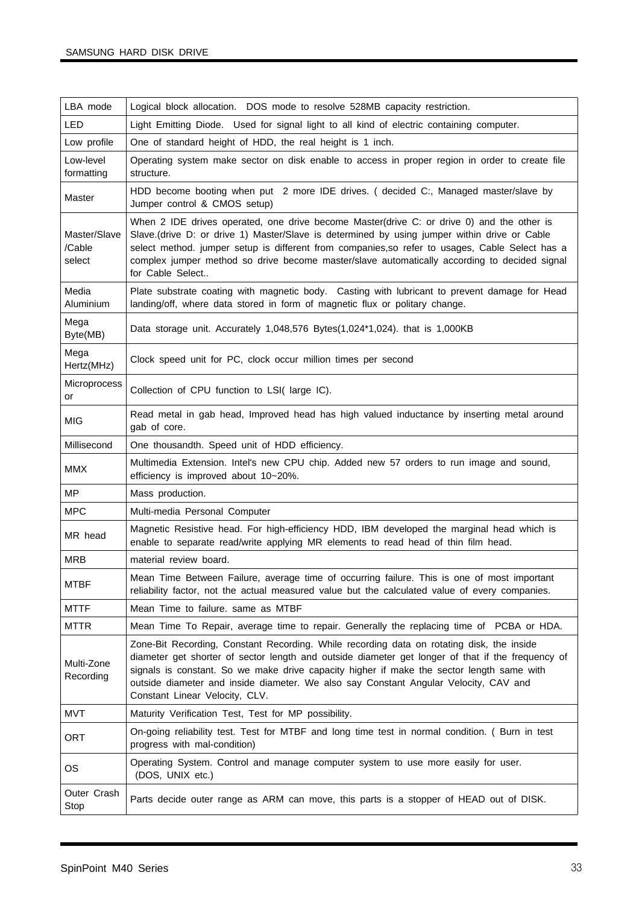| | |
|---|---|
| LBA mode | Logical block allocation. DOS mode to resolve 528MB capacity restriction. |
| LED | Light Emitting Diode. Used for signal light to all kind of electric containing computer. |
| Low profile | One of standard height of HDD, the real height is 1 inch. |
| Low-level formatting | Operating system make sector on disk enable to access in proper region in order to create file structure. |
| Master | HDD become booting when put 2 more IDE drives. ( decided C:, Managed master/slave by Jumper control & CMOS setup) |
| Master/Slave /Cable select | When 2 IDE drives operated, one drive become Master(drive C: or drive 0) and the other is Slave.(drive D: or drive 1) Master/Slave is determined by using jumper within drive or Cable select method. jumper setup is different from companies,so refer to usages, Cable Select has a complex jumper method so drive become master/slave automatically according to decided signal for Cable Select.. |
| Media Aluminium | Plate substrate coating with magnetic body. Casting with lubricant to prevent damage for Head landing/off, where data stored in form of magnetic flux or politary change. |
| Mega Byte(MB) | Data storage unit. Accurately 1,048,576 Bytes(1,024*1,024). that is 1,000KB |
| Mega Hertz(MHz) | Clock speed unit for PC, clock occur million times per second |
| Microprocessor | Collection of CPU function to LSI( large IC). |
| MIG | Read metal in gab head, Improved head has high valued inductance by inserting metal around gab of core. |
| Millisecond | One thousandth. Speed unit of HDD efficiency. |
| MMX | Multimedia Extension. Intel's new CPU chip. Added new 57 orders to run image and sound, efficiency is improved about 10~20%. |
| MP | Mass production. |
| MPC | Multi-media Personal Computer |
| MR head | Magnetic Resistive head. For high-efficiency HDD, IBM developed the marginal head which is enable to separate read/write applying MR elements to read head of thin film head. |
| MRB | material review board. |
| MTBF | Mean Time Between Failure, average time of occurring failure. This is one of most important reliability factor, not the actual measured value but the calculated value of every companies. |
| MTTF | Mean Time to failure. same as MTBF |
| MTTR | Mean Time To Repair, average time to repair. Generally the replacing time of PCBA or HDA. |
| Multi-Zone Recording | Zone-Bit Recording, Constant Recording. While recording data on rotating disk, the inside diameter get shorter of sector length and outside diameter get longer of that if the frequency of signals is constant. So we make drive capacity higher if make the sector length same with outside diameter and inside diameter. We also say Constant Angular Velocity, CAV and Constant Linear Velocity, CLV. |
| MVT | Maturity Verification Test, Test for MP possibility. |
| ORT | On-going reliability test. Test for MTBF and long time test in normal condition. ( Burn in test progress with mal-condition) |
| OS | Operating System. Control and manage computer system to use more easily for user. (DOS, UNIX etc.) |
| Outer Crash Stop | Parts decide outer range as ARM can move, this parts is a stopper of HEAD out of DISK. |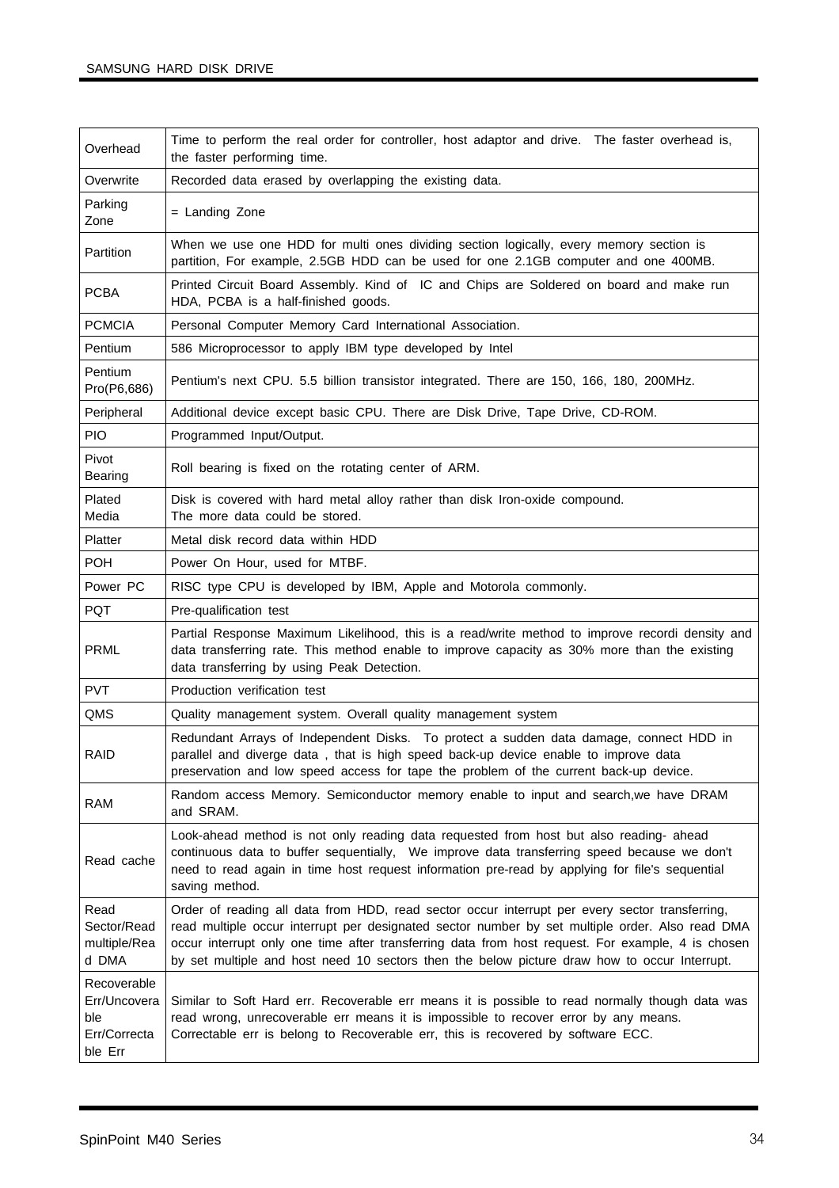| | |
|---|---|
| Overhead | Time to perform the real order for controller, host adaptor and drive. The faster overhead is, the faster performing time. |
| Overwrite | Recorded data erased by overlapping the existing data. |
| Parking Zone | = Landing Zone |
| Partition | When we use one HDD for multi ones dividing section logically, every memory section is partition, For example, 2.5GB HDD can be used for one 2.1GB computer and one 400MB. |
| PCBA | Printed Circuit Board Assembly. Kind of IC and Chips are Soldered on board and make run HDA, PCBA is a half-finished goods. |
| PCMCIA | Personal Computer Memory Card International Association. |
| Pentium | 586 Microprocessor to apply IBM type developed by Intel |
| Pentium Pro(P6,686) | Pentium's next CPU. 5.5 billion transistor integrated. There are 150, 166, 180, 200MHz. |
| Peripheral | Additional device except basic CPU. There are Disk Drive, Tape Drive, CD-ROM. |
| PIO | Programmed Input/Output. |
| Pivot Bearing | Roll bearing is fixed on the rotating center of ARM. |
| Plated Media | Disk is covered with hard metal alloy rather than disk Iron-oxide compound. The more data could be stored. |
| Platter | Metal disk record data within HDD |
| POH | Power On Hour, used for MTBF. |
| Power PC | RISC type CPU is developed by IBM, Apple and Motorola commonly. |
| PQT | Pre-qualification test |
| PRML | Partial Response Maximum Likelihood, this is a read/write method to improve recordi density and data transferring rate. This method enable to improve capacity as 30% more than the existing data transferring by using Peak Detection. |
| PVT | Production verification test |
| QMS | Quality management system. Overall quality management system |
| RAID | Redundant Arrays of Independent Disks. To protect a sudden data damage, connect HDD in parallel and diverge data , that is high speed back-up device enable to improve data preservation and low speed access for tape the problem of the current back-up device. |
| RAM | Random access Memory. Semiconductor memory enable to input and search,we have DRAM and SRAM. |
| Read cache | Look-ahead method is not only reading data requested from host but also reading- ahead continuous data to buffer sequentially, We improve data transferring speed because we don't need to read again in time host request information pre-read by applying for file's sequential saving method. |
| Read Sector/Read multiple/Read DMA | Order of reading all data from HDD, read sector occur interrupt per every sector transferring, read multiple occur interrupt per designated sector number by set multiple order. Also read DMA occur interrupt only one time after transferring data from host request. For example, 4 is chosen by set multiple and host need 10 sectors then the below picture draw how to occur Interrupt. |
| Recoverable Err/Uncoverable Err/Correctable Err | Similar to Soft Hard err. Recoverable err means it is possible to read normally though data was read wrong, unrecoverable err means it is impossible to recover error by any means. Correctable err is belong to Recoverable err, this is recovered by software ECC. |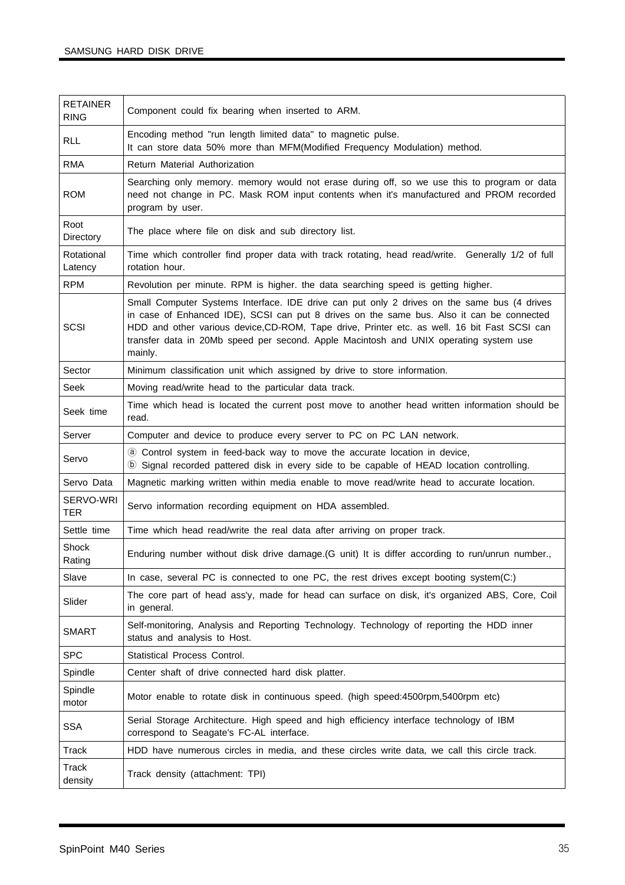| | |
|---|---|
| RETAINER RING | Component could fix bearing when inserted to ARM. |
| RLL | Encoding method "run length limited data" to magnetic pulse.<br>It can store data 50% more than MFM(Modified Frequency Modulation) method. |
| RMA | Return Material Authorization |
| ROM | Searching only memory. memory would not erase during off, so we use this to program or data need not change in PC. Mask ROM input contents when it's manufactured and PROM recorded program by user. |
| Root Directory | The place where file on disk and sub directory list. |
| Rotational Latency | Time which controller find proper data with track rotating, head read/write. Generally 1/2 of full rotation hour. |
| RPM | Revolution per minute. RPM is higher. the data searching speed is getting higher. |
| SCSI | Small Computer Systems Interface. IDE drive can put only 2 drives on the same bus (4 drives in case of Enhanced IDE), SCSI can put 8 drives on the same bus. Also it can be connected HDD and other various device,CD-ROM, Tape drive, Printer etc. as well. 16 bit Fast SCSI can transfer data in 20Mb speed per second. Apple Macintosh and UNIX operating system use mainly. |
| Sector | Minimum classification unit which assigned by drive to store information. |
| Seek | Moving read/write head to the particular data track. |
| Seek time | Time which head is located the current post move to another head written information should be read. |
| Server | Computer and device to produce every server to PC on PC LAN network. |
| Servo | ⓐ Control system in feed-back way to move the accurate location in device,<br>ⓑ Signal recorded pattered disk in every side to be capable of HEAD location controlling. |
| Servo Data | Magnetic marking written within media enable to move read/write head to accurate location. |
| SERVO-WRITER | Servo information recording equipment on HDA assembled. |
| Settle time | Time which head read/write the real data after arriving on proper track. |
| Shock Rating | Enduring number without disk drive damage.(G unit) It is differ according to run/unrun number., |
| Slave | In case, several PC is connected to one PC, the rest drives except booting system(C:) |
| Slider | The core part of head ass'y, made for head can surface on disk, it's organized ABS, Core, Coil in general. |
| SMART | Self-monitoring, Analysis and Reporting Technology. Technology of reporting the HDD inner status and analysis to Host. |
| SPC | Statistical Process Control. |
| Spindle | Center shaft of drive connected hard disk platter. |
| Spindle motor | Motor enable to rotate disk in continuous speed. (high speed:4500rpm,5400rpm etc) |
| SSA | Serial Storage Architecture. High speed and high efficiency interface technology of IBM correspond to Seagate's FC-AL interface. |
| Track | HDD have numerous circles in media, and these circles write data, we call this circle track. |
| Track density | Track density (attachment: TPI) |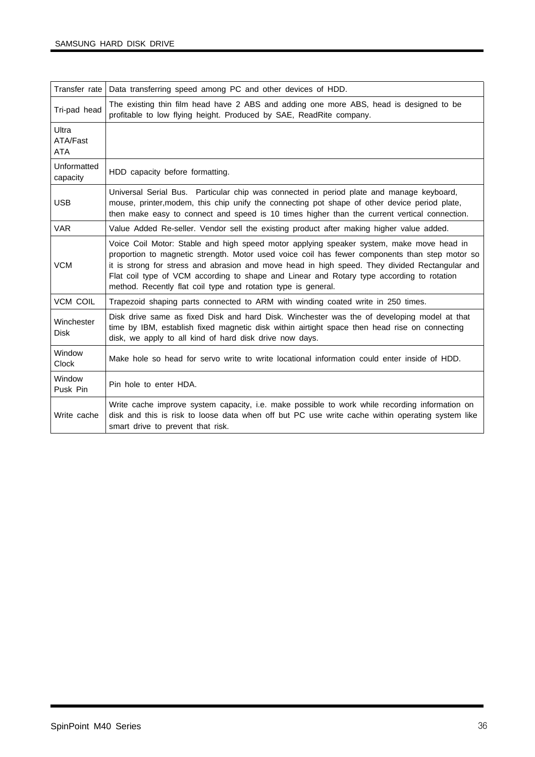| | |
|---|---|
| Transfer rate | Data transferring speed among PC and other devices of HDD. |
| Tri-pad head | The existing thin film head have 2 ABS and adding one more ABS, head is designed to be profitable to low flying height. Produced by SAE, ReadRite company. |
| Ultra ATA/Fast ATA | |
| Unformatted capacity | HDD capacity before formatting. |
| USB | Universal Serial Bus. Particular chip was connected in period plate and manage keyboard, mouse, printer,modem, this chip unify the connecting pot shape of other device period plate, then make easy to connect and speed is 10 times higher than the current vertical connection. |
| VAR | Value Added Re-seller. Vendor sell the existing product after making higher value added. |
| VCM | Voice Coil Motor: Stable and high speed motor applying speaker system, make move head in proportion to magnetic strength. Motor used voice coil has fewer components than step motor so it is strong for stress and abrasion and move head in high speed. They divided Rectangular and Flat coil type of VCM according to shape and Linear and Rotary type according to rotation method. Recently flat coil type and rotation type is general. |
| VCM COIL | Trapezoid shaping parts connected to ARM with winding coated write in 250 times. |
| Winchester Disk | Disk drive same as fixed Disk and hard Disk. Winchester was the of developing model at that time by IBM, establish fixed magnetic disk within airtight space then head rise on connecting disk, we apply to all kind of hard disk drive now days. |
| Window Clock | Make hole so head for servo write to write locational information could enter inside of HDD. |
| Window Pusk Pin | Pin hole to enter HDA. |
| Write cache | Write cache improve system capacity, i.e. make possible to work while recording information on disk and this is risk to loose data when off but PC use write cache within operating system like smart drive to prevent that risk. |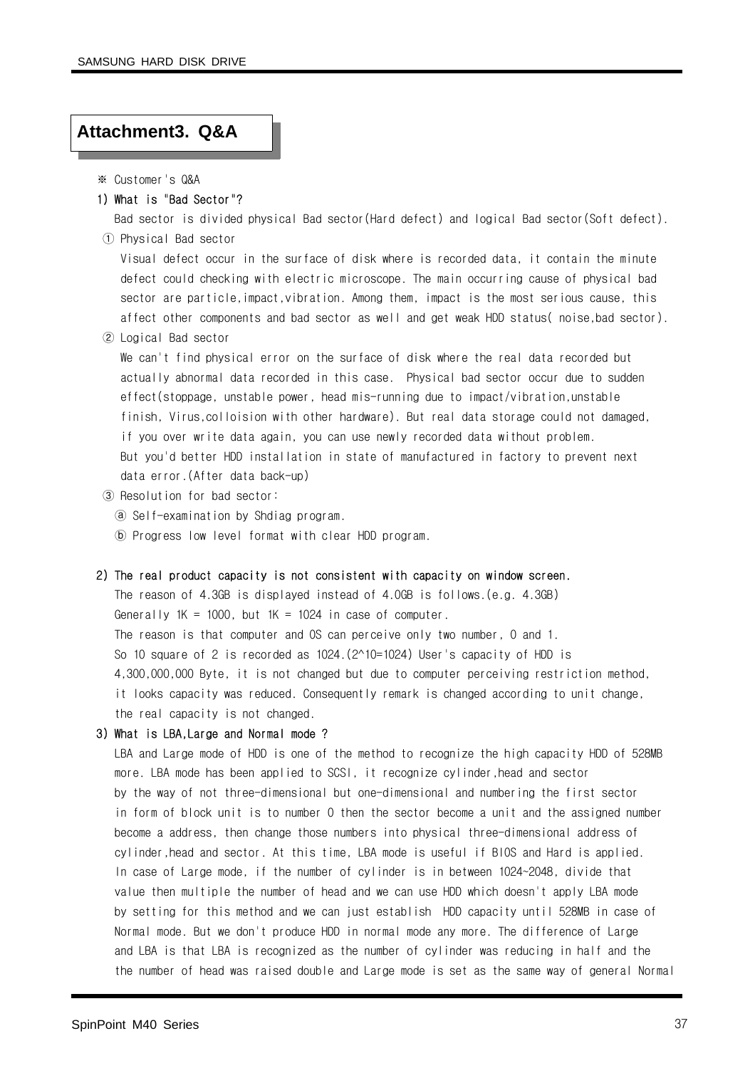## Attachment3. Q&A

※ Customer's Q&A

**1) What is "Bad Sector"?**

Bad sector is divided physical Bad sector(Hard defect) and logical Bad sector(Soft defect).

① Physical Bad sector

Visual defect occur in the surface of disk where is recorded data, it contain the minute defect could checking with electric microscope. The main occurring cause of physical bad sector are particle,impact,vibration. Among them, impact is the most serious cause, this affect other components and bad sector as well and get weak HDD status( noise,bad sector).

② Logical Bad sector

We can't find physical error on the surface of disk where the real data recorded but actually abnormal data recorded in this case. Physical bad sector occur due to sudden effect(stoppage, unstable power, head mis-running due to impact/vibration,unstable finish, Virus,colloision with other hardware). But real data storage could not damaged, if you over write data again, you can use newly recorded data without problem. But you'd better HDD installation in state of manufactured in factory to prevent next data error.(After data back-up)

③ Resolution for bad sector:

ⓐ Self-examination by Shdiag program.

ⓑ Progress low level format with clear HDD program.

**2) The real product capacity is not consistent with capacity on window screen.**

The reason of 4.3GB is displayed instead of 4.0GB is follows.(e.g. 4.3GB)
Generally 1K = 1000, but 1K = 1024 in case of computer.
The reason is that computer and OS can perceive only two number, 0 and 1.
So 10 square of 2 is recorded as 1024.(2^10=1024) User's capacity of HDD is 4,300,000,000 Byte, it is not changed but due to computer perceiving restriction method, it looks capacity was reduced. Consequently remark is changed according to unit change, the real capacity is not changed.

**3) What is LBA,Large and Normal mode ?**

LBA and Large mode of HDD is one of the method to recognize the high capacity HDD of 528MB more. LBA mode has been applied to SCSI, it recognize cylinder,head and sector by the way of not three-dimensional but one-dimensional and numbering the first sector in form of block unit is to number 0 then the sector become a unit and the assigned number become a address, then change those numbers into physical three-dimensional address of cylinder,head and sector. At this time, LBA mode is useful if BIOS and Hard is applied. In case of Large mode, if the number of cylinder is in between 1024~2048, divide that value then multiple the number of head and we can use HDD which doesn't apply LBA mode by setting for this method and we can just establish HDD capacity until 528MB in case of Normal mode. But we don't produce HDD in normal mode any more. The difference of Large and LBA is that LBA is recognized as the number of cylinder was reducing in half and the the number of head was raised double and Large mode is set as the same way of general Normal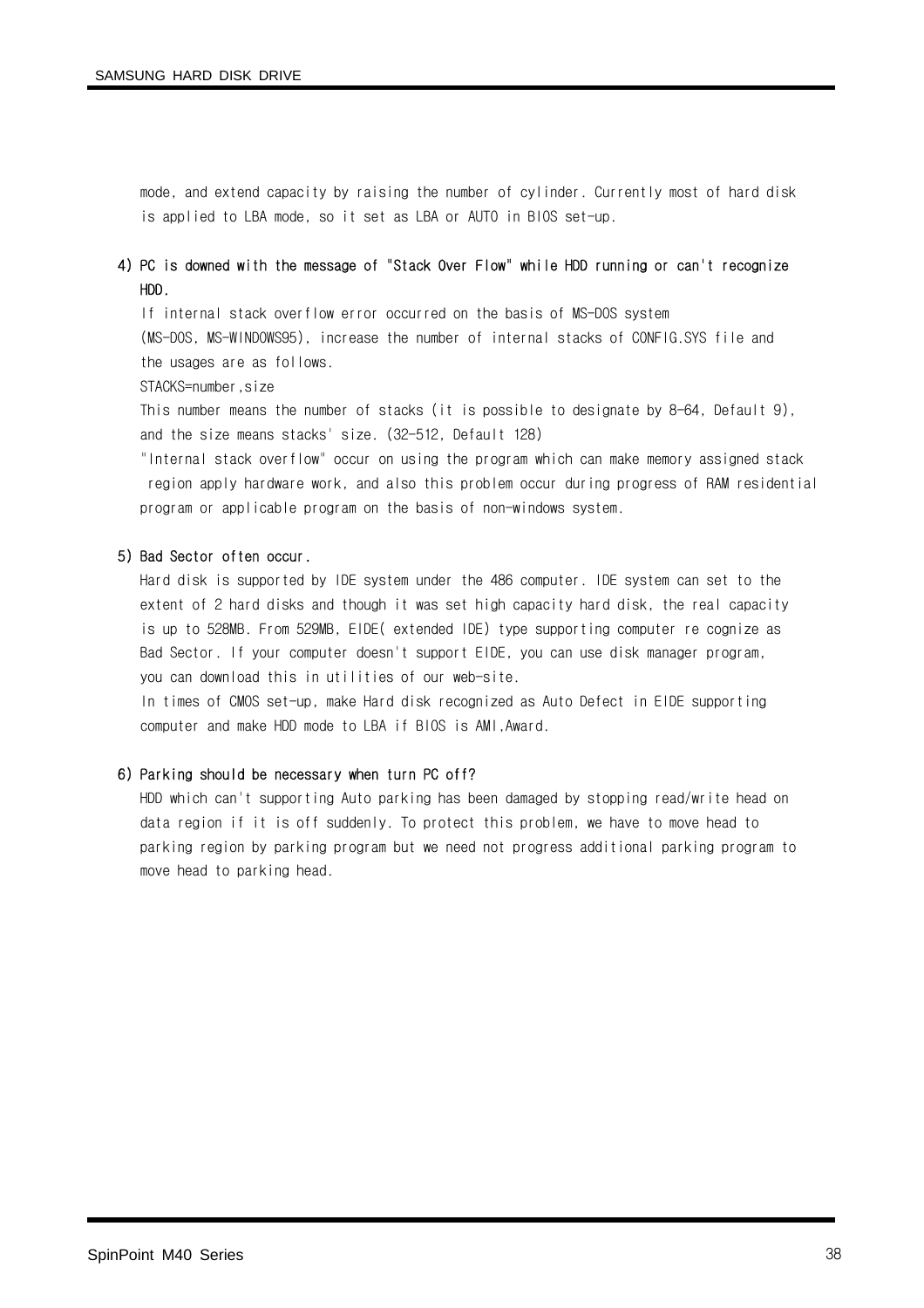mode, and extend capacity by raising the number of cylinder. Currently most of hard disk is applied to LBA mode, so it set as LBA or AUTO in BIOS set-up.

**4) PC is downed with the message of "Stack Over Flow" while HDD running or can't recognize HDD.**

If internal stack overflow error occurred on the basis of MS-DOS system (MS-DOS, MS-WINDOWS95), increase the number of internal stacks of CONFIG.SYS file and the usages are as follows.

STACKS=number,size

This number means the number of stacks (it is possible to designate by 8-64, Default 9), and the size means stacks' size. (32-512, Default 128)

"Internal stack overflow" occur on using the program which can make memory assigned stack region apply hardware work, and also this problem occur during progress of RAM residential program or applicable program on the basis of non-windows system.

**5) Bad Sector often occur.**

Hard disk is supported by IDE system under the 486 computer. IDE system can set to the extent of 2 hard disks and though it was set high capacity hard disk, the real capacity is up to 528MB. From 529MB, EIDE( extended IDE) type supporting computer re cognize as Bad Sector. If your computer doesn't support EIDE, you can use disk manager program, you can download this in utilities of our web-site.

In times of CMOS set-up, make Hard disk recognized as Auto Defect in EIDE supporting computer and make HDD mode to LBA if BIOS is AMI,Award.

**6) Parking should be necessary when turn PC off?**

HDD which can't supporting Auto parking has been damaged by stopping read/write head on data region if it is off suddenly. To protect this problem, we have to move head to parking region by parking program but we need not progress additional parking program to move head to parking head.